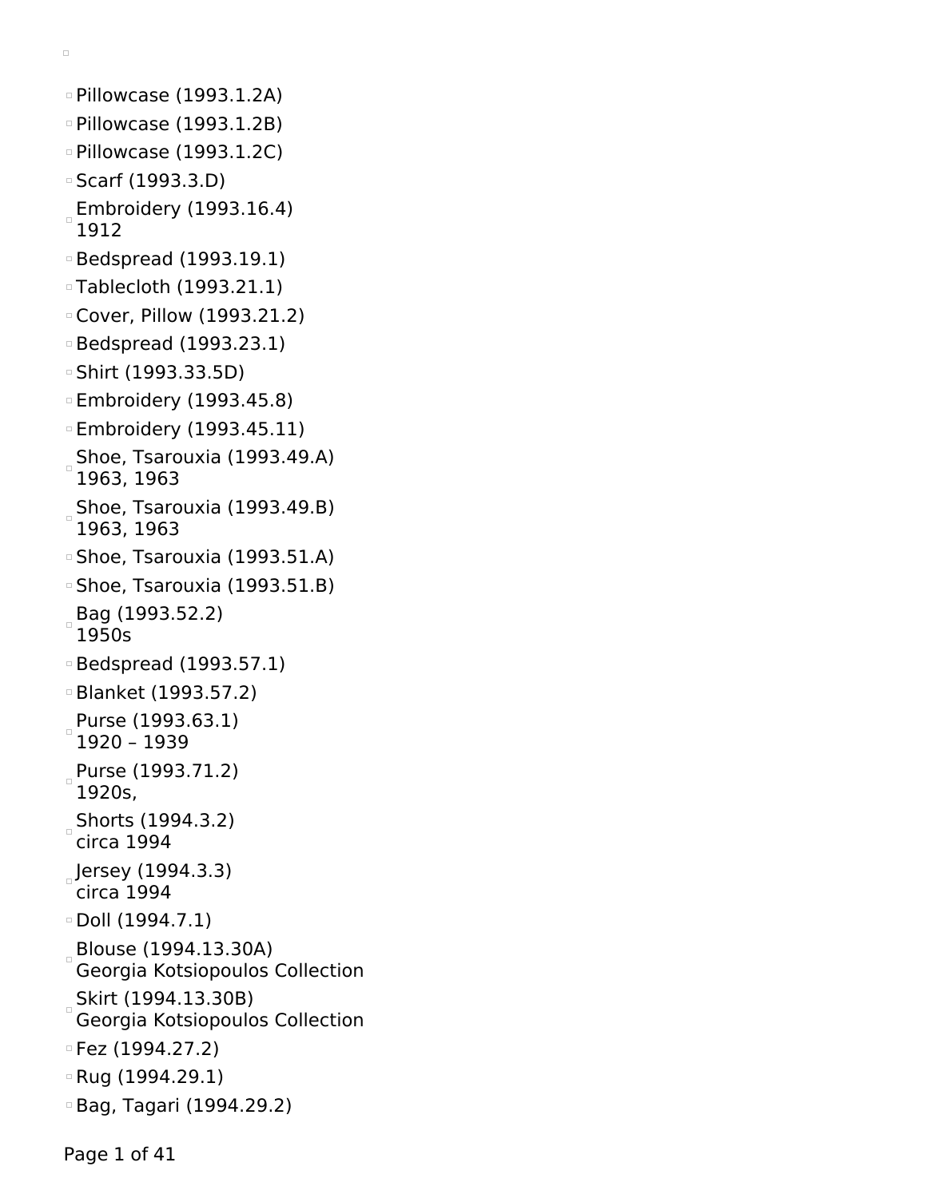- Pillowcase (1993.1.2A)
- Pillowcase (1993.1.2B)
- Pillowcase (1993.1.2C)
- Scarf (1993.3.D)
- Embroidery (1993.16.4)
  1912
- Bedspread (1993.19.1)
- Tablecloth (1993.21.1)
- Cover, Pillow (1993.21.2)
- Bedspread (1993.23.1)
- Shirt (1993.33.5D)
- Embroidery (1993.45.8)
- Embroidery (1993.45.11)
- Shoe, Tsarouxia (1993.49.A)
  1963, 1963
- Shoe, Tsarouxia (1993.49.B)
  1963, 1963
- Shoe, Tsarouxia (1993.51.A)
- Shoe, Tsarouxia (1993.51.B)
- Bag (1993.52.2)
  1950s
- Bedspread (1993.57.1)
- Blanket (1993.57.2)
- Purse (1993.63.1)
  1920 – 1939
- Purse (1993.71.2)
  1920s,
- Shorts (1994.3.2)
  circa 1994
- Jersey (1994.3.3)
  circa 1994
- Doll (1994.7.1)
- Blouse (1994.13.30A)
  Georgia Kotsiopoulos Collection
- Skirt (1994.13.30B)
  Georgia Kotsiopoulos Collection
- Fez (1994.27.2)
- Rug (1994.29.1)
- Bag, Tagari (1994.29.2)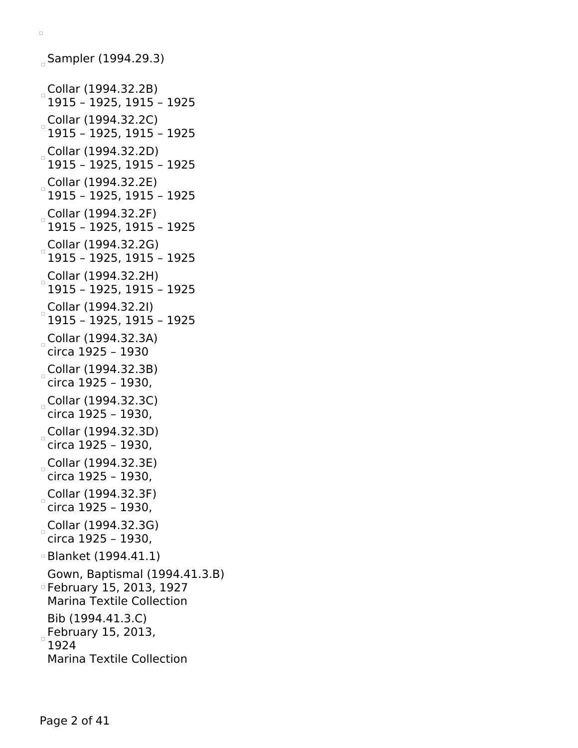Sampler (1994.29.3)

Collar (1994.32.2B)
1915 – 1925, 1915 – 1925

Collar (1994.32.2C)
1915 – 1925, 1915 – 1925

Collar (1994.32.2D)
1915 – 1925, 1915 – 1925

Collar (1994.32.2E)
1915 – 1925, 1915 – 1925

Collar (1994.32.2F)
1915 – 1925, 1915 – 1925

Collar (1994.32.2G)
1915 – 1925, 1915 – 1925

Collar (1994.32.2H)
1915 – 1925, 1915 – 1925

Collar (1994.32.2I)
1915 – 1925, 1915 – 1925

Collar (1994.32.3A)
circa 1925 – 1930

Collar (1994.32.3B)
circa 1925 – 1930,

Collar (1994.32.3C)
circa 1925 – 1930,

Collar (1994.32.3D)
circa 1925 – 1930,

Collar (1994.32.3E)
circa 1925 – 1930,

Collar (1994.32.3F)
circa 1925 – 1930,

Collar (1994.32.3G)
circa 1925 – 1930,

Blanket (1994.41.1)

Gown, Baptismal (1994.41.3.B)
February 15, 2013, 1927
Marina Textile Collection

Bib (1994.41.3.C)
February 15, 2013,
1924
Marina Textile Collection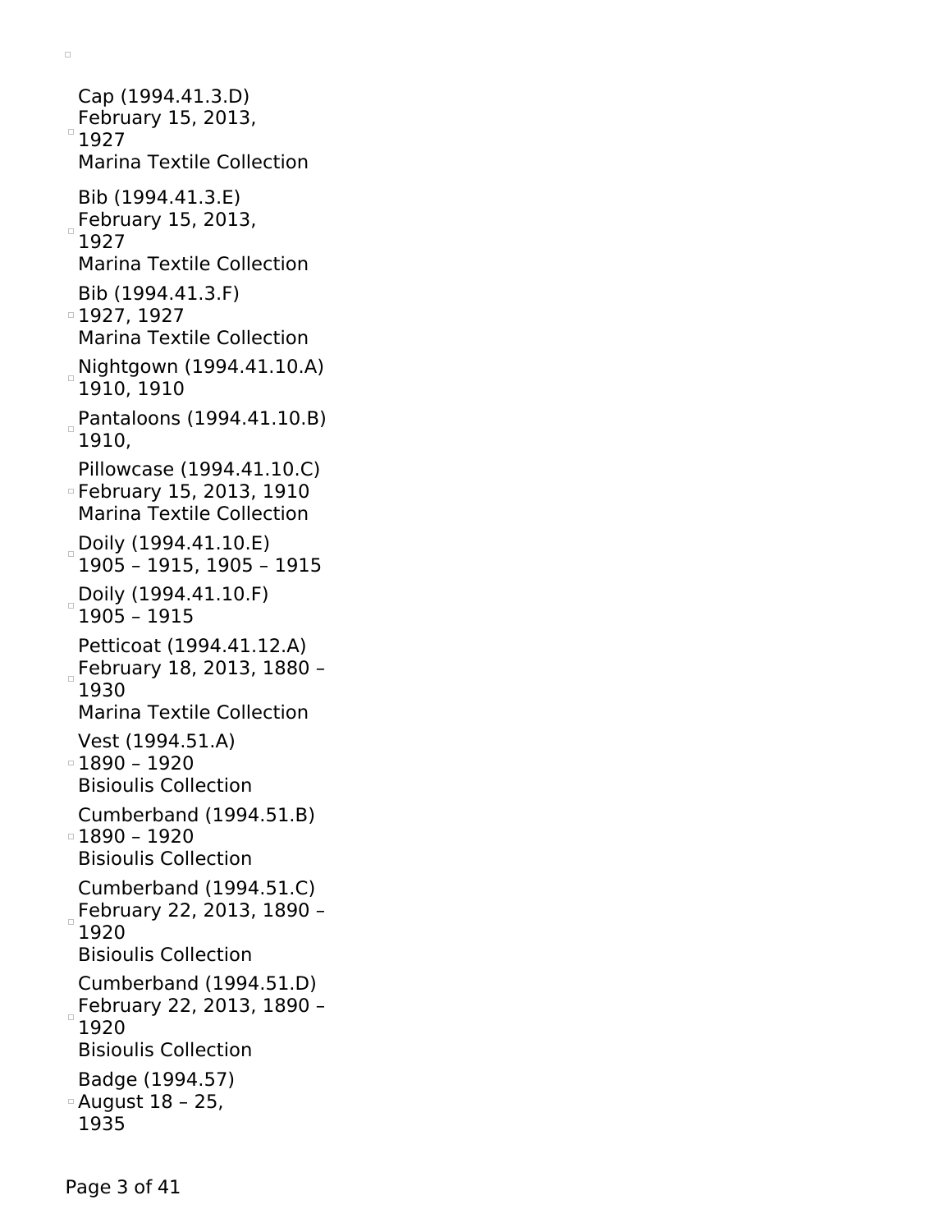- Cap (1994.41.3.D)
  February 15, 2013,
  1927
  Marina Textile Collection

- Bib (1994.41.3.E)
  February 15, 2013,
  1927
  Marina Textile Collection

- Bib (1994.41.3.F)
  1927, 1927
  Marina Textile Collection

- Nightgown (1994.41.10.A)
  1910, 1910

- Pantaloons (1994.41.10.B)
  1910,

- Pillowcase (1994.41.10.C)
  February 15, 2013, 1910
  Marina Textile Collection

- Doily (1994.41.10.E)
  1905 – 1915, 1905 – 1915

- Doily (1994.41.10.F)
  1905 – 1915

- Petticoat (1994.41.12.A)
  February 18, 2013, 1880 –
  1930
  Marina Textile Collection

- Vest (1994.51.A)
  1890 – 1920
  Bisioulis Collection

- Cumberband (1994.51.B)
  1890 – 1920
  Bisioulis Collection

- Cumberband (1994.51.C)
  February 22, 2013, 1890 –
  1920
  Bisioulis Collection

- Cumberband (1994.51.D)
  February 22, 2013, 1890 –
  1920
  Bisioulis Collection

- Badge (1994.57)
  August 18 – 25,
  1935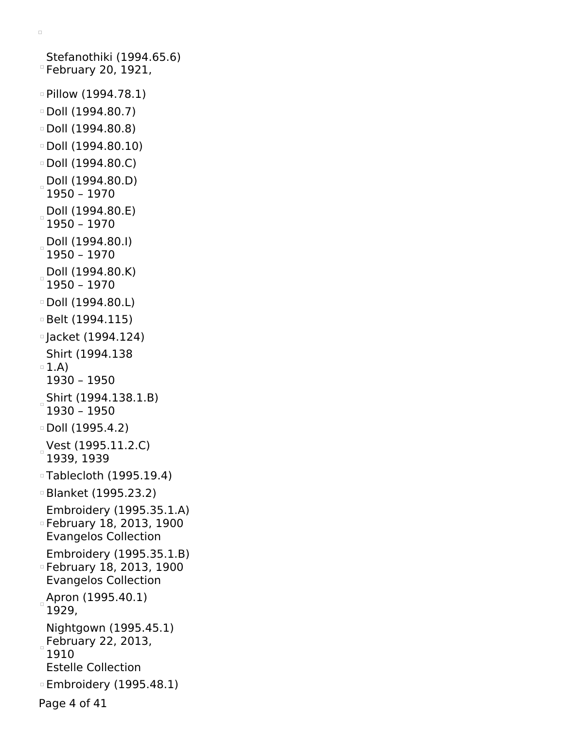- Stefanothiki (1994.65.6)
  February 20, 1921,
- Pillow (1994.78.1)
- Doll (1994.80.7)
- Doll (1994.80.8)
- Doll (1994.80.10)
- Doll (1994.80.C)
- Doll (1994.80.D)
  1950 – 1970
- Doll (1994.80.E)
  1950 – 1970
- Doll (1994.80.I)
  1950 – 1970
- Doll (1994.80.K)
  1950 – 1970
- Doll (1994.80.L)
- Belt (1994.115)
- Jacket (1994.124)
- Shirt (1994.138
  1.A)
  1930 – 1950
- Shirt (1994.138.1.B)
  1930 – 1950
- Doll (1995.4.2)
- Vest (1995.11.2.C)
  1939, 1939
- Tablecloth (1995.19.4)
- Blanket (1995.23.2)
- Embroidery (1995.35.1.A)
  February 18, 2013, 1900
  Evangelos Collection
- Embroidery (1995.35.1.B)
  February 18, 2013, 1900
  Evangelos Collection
- Apron (1995.40.1)
  1929,
- Nightgown (1995.45.1)
  February 22, 2013,
  1910
  Estelle Collection
- Embroidery (1995.48.1)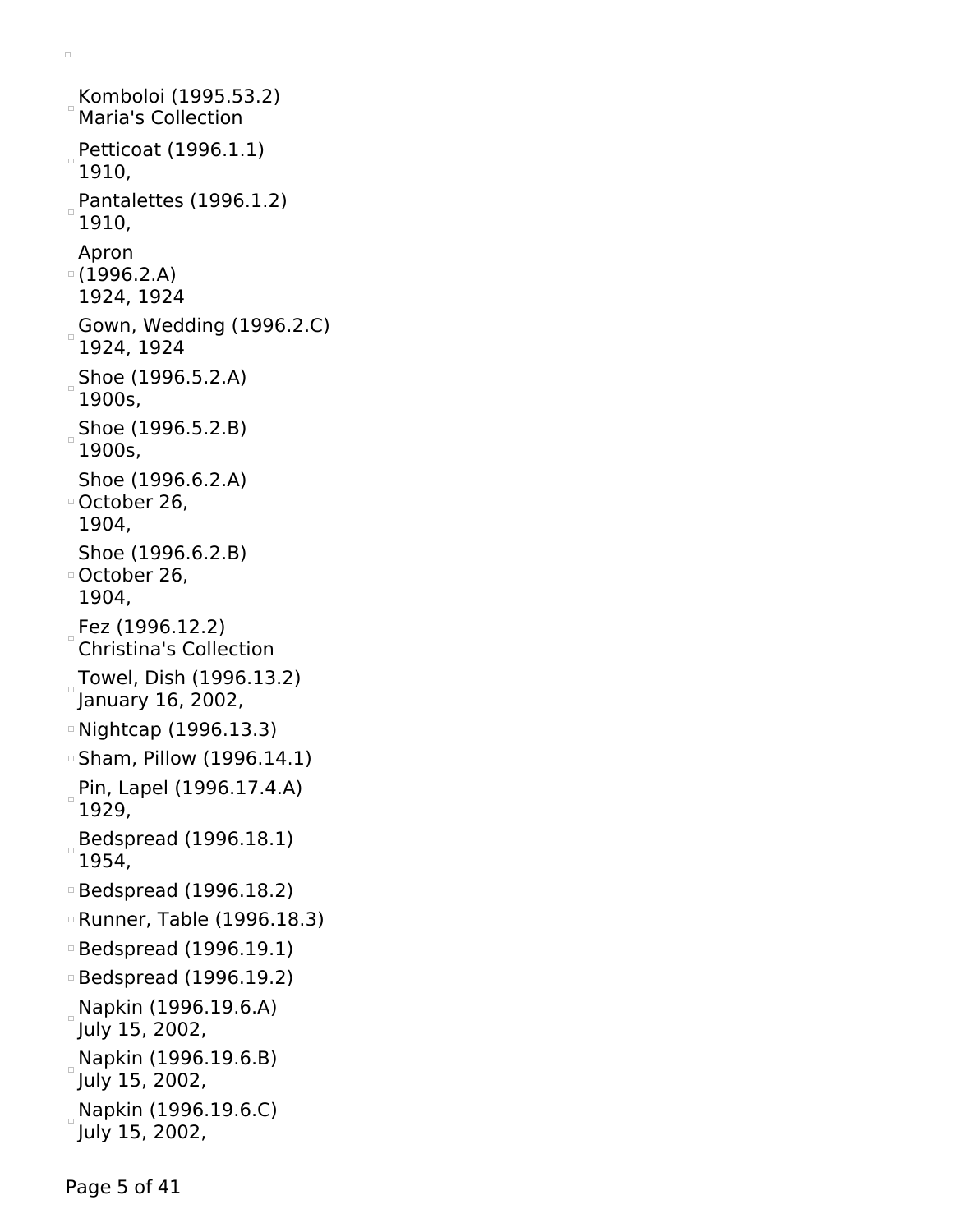- Komboloi (1995.53.2)
  Maria's Collection
- Petticoat (1996.1.1)
  1910,
- Pantalettes (1996.1.2)
  1910,
- Apron
  (1996.2.A)
  1924, 1924
- Gown, Wedding (1996.2.C)
  1924, 1924
- Shoe (1996.5.2.A)
  1900s,
- Shoe (1996.5.2.B)
  1900s,
- Shoe (1996.6.2.A)
  October 26,
  1904,
- Shoe (1996.6.2.B)
  October 26,
  1904,
- Fez (1996.12.2)
  Christina's Collection
- Towel, Dish (1996.13.2)
  January 16, 2002,
- Nightcap (1996.13.3)
- Sham, Pillow (1996.14.1)
- Pin, Lapel (1996.17.4.A)
  1929,
- Bedspread (1996.18.1)
  1954,
- Bedspread (1996.18.2)
- Runner, Table (1996.18.3)
- Bedspread (1996.19.1)
- Bedspread (1996.19.2)
- Napkin (1996.19.6.A)
  July 15, 2002,
- Napkin (1996.19.6.B)
  July 15, 2002,
- Napkin (1996.19.6.C)
  July 15, 2002,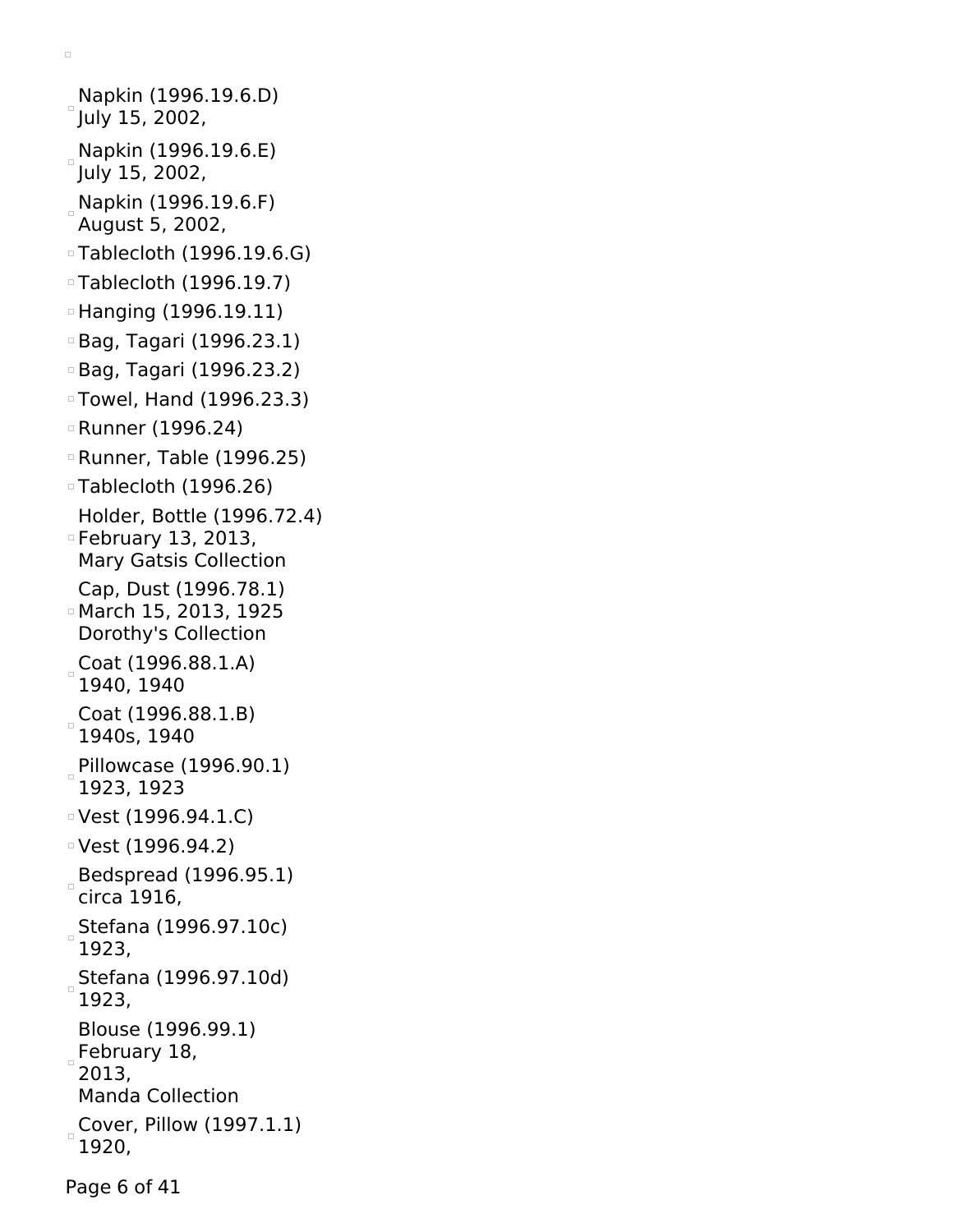- Napkin (1996.19.6.D)
  July 15, 2002,
- Napkin (1996.19.6.E)
  July 15, 2002,
- Napkin (1996.19.6.F)
  August 5, 2002,
- Tablecloth (1996.19.6.G)
- Tablecloth (1996.19.7)
- Hanging (1996.19.11)
- Bag, Tagari (1996.23.1)
- Bag, Tagari (1996.23.2)
- Towel, Hand (1996.23.3)
- Runner (1996.24)
- Runner, Table (1996.25)
- Tablecloth (1996.26)
- Holder, Bottle (1996.72.4)
  February 13, 2013,
  Mary Gatsis Collection
- Cap, Dust (1996.78.1)
  March 15, 2013, 1925
  Dorothy's Collection
- Coat (1996.88.1.A)
  1940, 1940
- Coat (1996.88.1.B)
  1940s, 1940
- Pillowcase (1996.90.1)
  1923, 1923
- Vest (1996.94.1.C)
- Vest (1996.94.2)
- Bedspread (1996.95.1)
  circa 1916,
- Stefana (1996.97.10c)
  1923,
- Stefana (1996.97.10d)
  1923,
- Blouse (1996.99.1)
  February 18,
  2013,
  Manda Collection
- Cover, Pillow (1997.1.1)
  1920,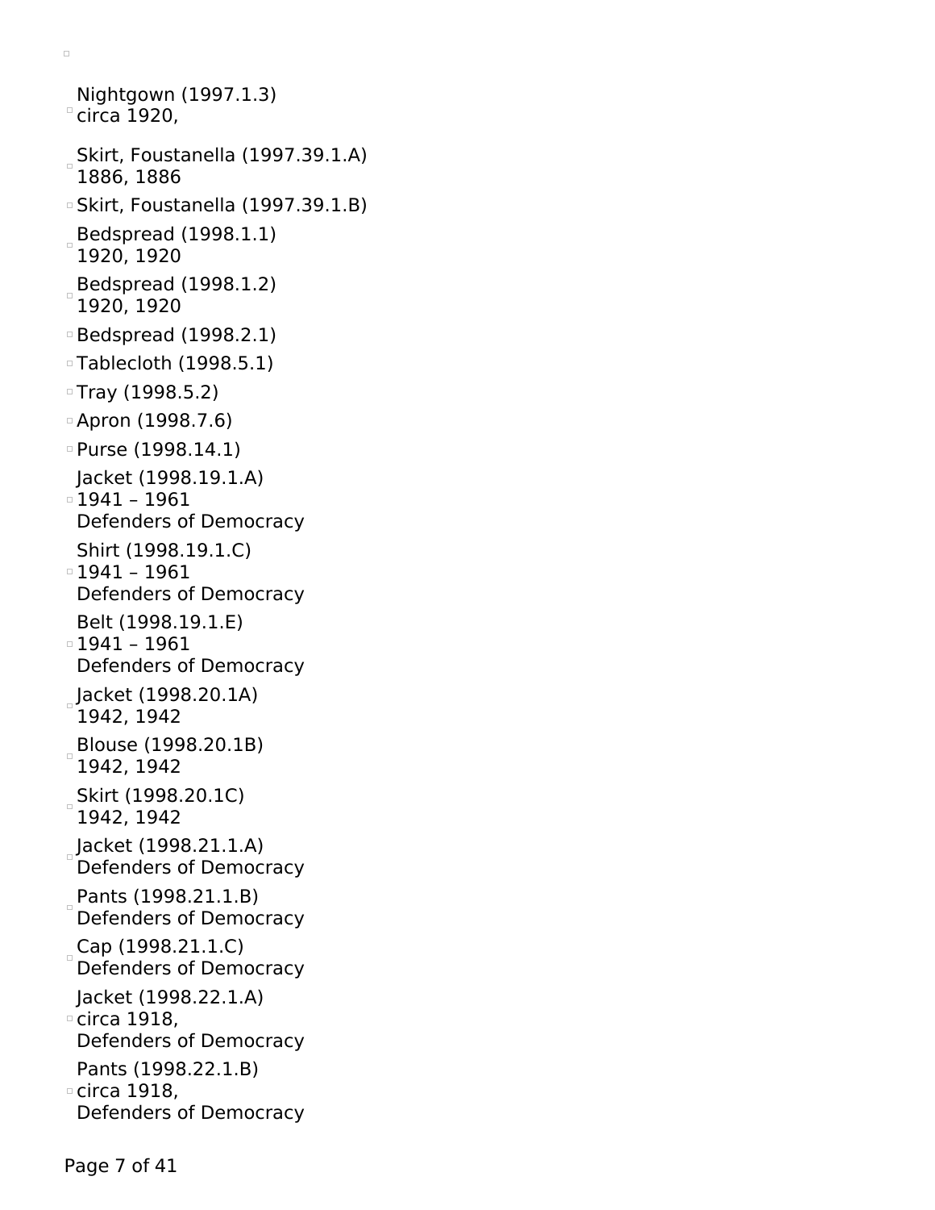- Nightgown (1997.1.3)
  circa 1920,
- Skirt, Foustanella (1997.39.1.A)
  1886, 1886
- Skirt, Foustanella (1997.39.1.B)
- Bedspread (1998.1.1)
  1920, 1920
- Bedspread (1998.1.2)
  1920, 1920
- Bedspread (1998.2.1)
- Tablecloth (1998.5.1)
- Tray (1998.5.2)
- Apron (1998.7.6)
- Purse (1998.14.1)
- Jacket (1998.19.1.A)
  1941 – 1961
  Defenders of Democracy
- Shirt (1998.19.1.C)
  1941 – 1961
  Defenders of Democracy
- Belt (1998.19.1.E)
  1941 – 1961
  Defenders of Democracy
- Jacket (1998.20.1A)
  1942, 1942
- Blouse (1998.20.1B)
  1942, 1942
- Skirt (1998.20.1C)
  1942, 1942
- Jacket (1998.21.1.A)
  Defenders of Democracy
- Pants (1998.21.1.B)
  Defenders of Democracy
- Cap (1998.21.1.C)
  Defenders of Democracy
- Jacket (1998.22.1.A)
  circa 1918,
  Defenders of Democracy
- Pants (1998.22.1.B)
  circa 1918,
  Defenders of Democracy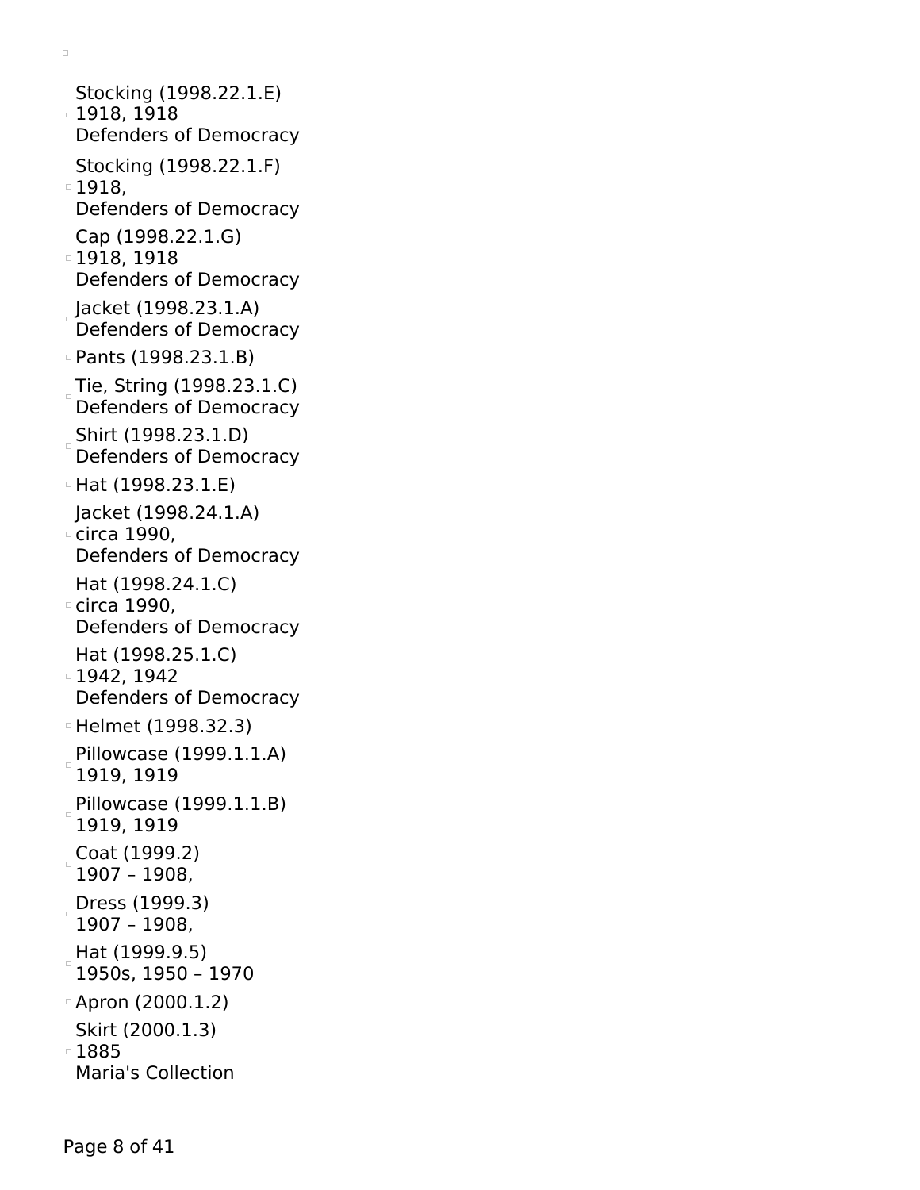- Stocking (1998.22.1.E)
  1918, 1918
  Defenders of Democracy
- Stocking (1998.22.1.F)
  1918,
  Defenders of Democracy
- Cap (1998.22.1.G)
  1918, 1918
  Defenders of Democracy
- Jacket (1998.23.1.A)
  Defenders of Democracy
- Pants (1998.23.1.B)
- Tie, String (1998.23.1.C)
  Defenders of Democracy
- Shirt (1998.23.1.D)
  Defenders of Democracy
- Hat (1998.23.1.E)
- Jacket (1998.24.1.A)
  circa 1990,
  Defenders of Democracy
- Hat (1998.24.1.C)
  circa 1990,
  Defenders of Democracy
- Hat (1998.25.1.C)
  1942, 1942
  Defenders of Democracy
- Helmet (1998.32.3)
- Pillowcase (1999.1.1.A)
  1919, 1919
- Pillowcase (1999.1.1.B)
  1919, 1919
- Coat (1999.2)
  1907 – 1908,
- Dress (1999.3)
  1907 – 1908,
- Hat (1999.9.5)
  1950s, 1950 – 1970
- Apron (2000.1.2)
- Skirt (2000.1.3)
  1885
  Maria's Collection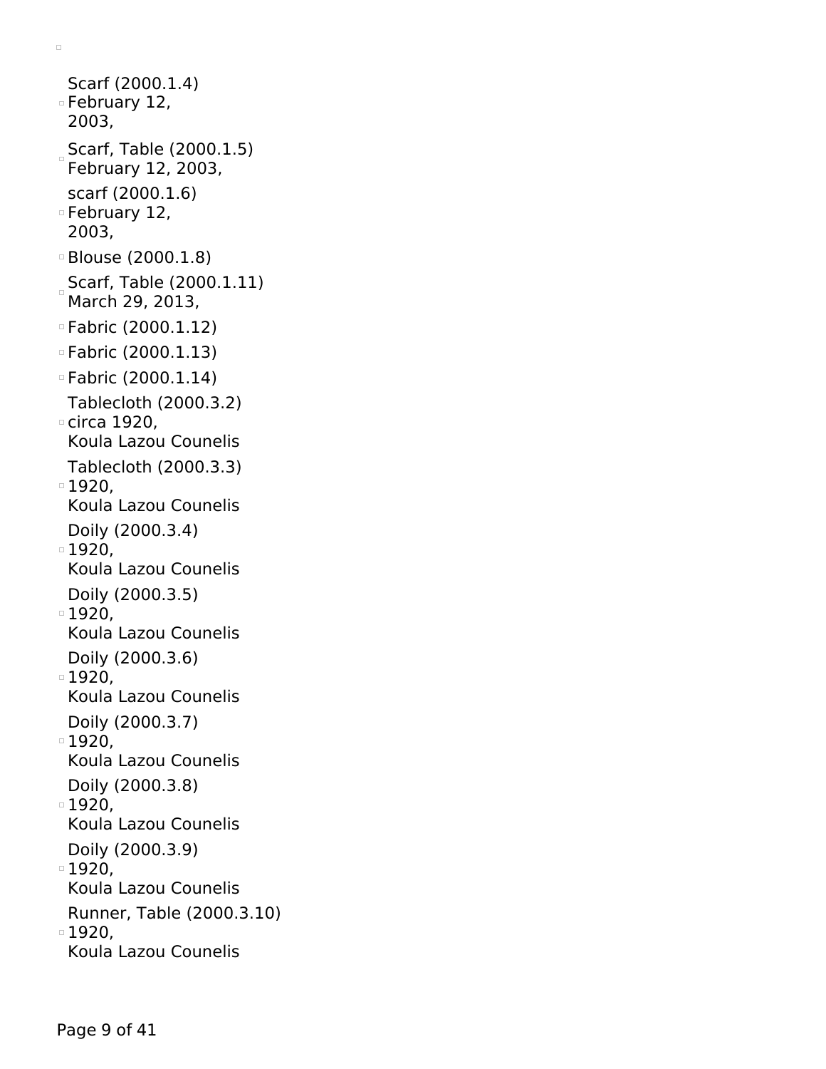- Scarf (2000.1.4)
  February 12,
  2003,
- Scarf, Table (2000.1.5)
  February 12, 2003,
- scarf (2000.1.6)
  February 12,
  2003,
- Blouse (2000.1.8)
- Scarf, Table (2000.1.11)
  March 29, 2013,
- Fabric (2000.1.12)
- Fabric (2000.1.13)
- Fabric (2000.1.14)
- Tablecloth (2000.3.2)
  circa 1920,
  Koula Lazou Counelis
- Tablecloth (2000.3.3)
  1920,
  Koula Lazou Counelis
- Doily (2000.3.4)
  1920,
  Koula Lazou Counelis
- Doily (2000.3.5)
  1920,
  Koula Lazou Counelis
- Doily (2000.3.6)
  1920,
  Koula Lazou Counelis
- Doily (2000.3.7)
  1920,
  Koula Lazou Counelis
- Doily (2000.3.8)
  1920,
  Koula Lazou Counelis
- Doily (2000.3.9)
  1920,
  Koula Lazou Counelis
- Runner, Table (2000.3.10)
  1920,
  Koula Lazou Counelis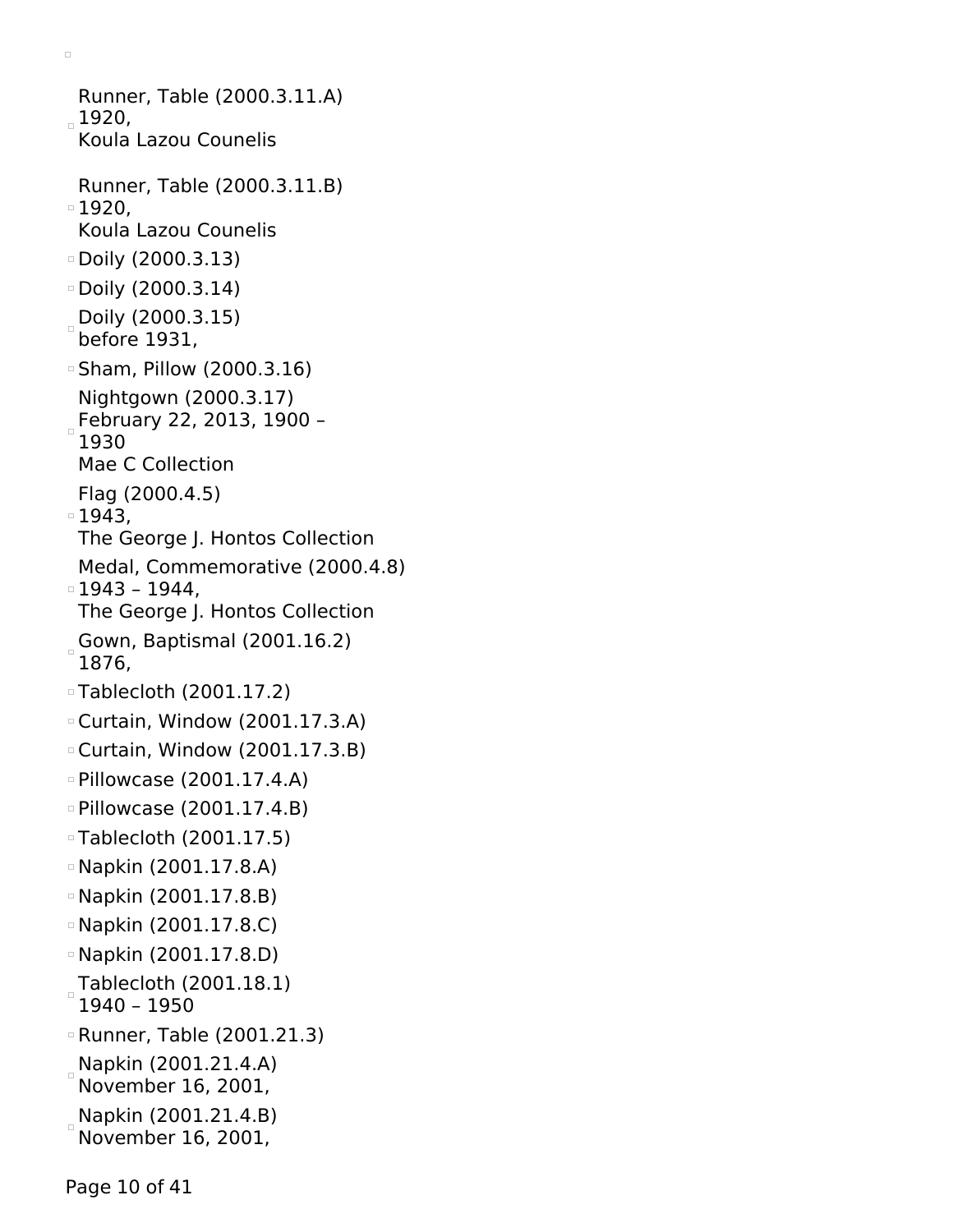- Runner, Table (2000.3.11.A)
  1920,
  Koula Lazou Counelis
- Runner, Table (2000.3.11.B)
  1920,
  Koula Lazou Counelis
- Doily (2000.3.13)
- Doily (2000.3.14)
- Doily (2000.3.15)
  before 1931,
- Sham, Pillow (2000.3.16)
- Nightgown (2000.3.17)
  February 22, 2013, 1900 –
  1930
  Mae C Collection
- Flag (2000.4.5)
  1943,
  The George J. Hontos Collection
- Medal, Commemorative (2000.4.8)
  1943 – 1944,
  The George J. Hontos Collection
- Gown, Baptismal (2001.16.2)
  1876,
- Tablecloth (2001.17.2)
- Curtain, Window (2001.17.3.A)
- Curtain, Window (2001.17.3.B)
- Pillowcase (2001.17.4.A)
- Pillowcase (2001.17.4.B)
- Tablecloth (2001.17.5)
- Napkin (2001.17.8.A)
- Napkin (2001.17.8.B)
- Napkin (2001.17.8.C)
- Napkin (2001.17.8.D)
- Tablecloth (2001.18.1)
  1940 – 1950
- Runner, Table (2001.21.3)
- Napkin (2001.21.4.A)
  November 16, 2001,
- Napkin (2001.21.4.B)
  November 16, 2001,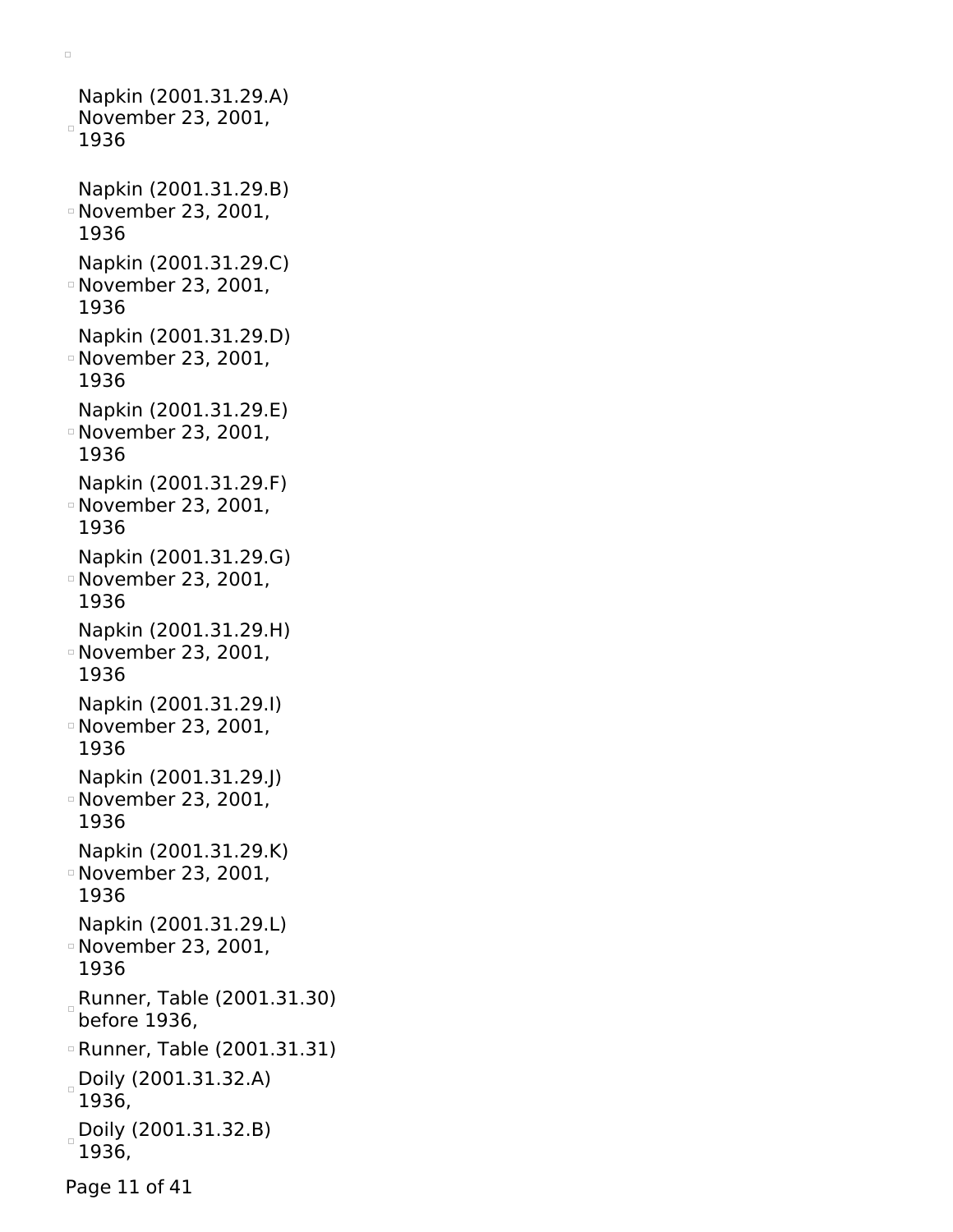- Napkin (2001.31.29.A)
  November 23, 2001,
  1936
- Napkin (2001.31.29.B)
  November 23, 2001,
  1936
- Napkin (2001.31.29.C)
  November 23, 2001,
  1936
- Napkin (2001.31.29.D)
  November 23, 2001,
  1936
- Napkin (2001.31.29.E)
  November 23, 2001,
  1936
- Napkin (2001.31.29.F)
  November 23, 2001,
  1936
- Napkin (2001.31.29.G)
  November 23, 2001,
  1936
- Napkin (2001.31.29.H)
  November 23, 2001,
  1936
- Napkin (2001.31.29.I)
  November 23, 2001,
  1936
- Napkin (2001.31.29.J)
  November 23, 2001,
  1936
- Napkin (2001.31.29.K)
  November 23, 2001,
  1936
- Napkin (2001.31.29.L)
  November 23, 2001,
  1936
- Runner, Table (2001.31.30)
  before 1936,
- Runner, Table (2001.31.31)
- Doily (2001.31.32.A)
  1936,
- Doily (2001.31.32.B)
  1936,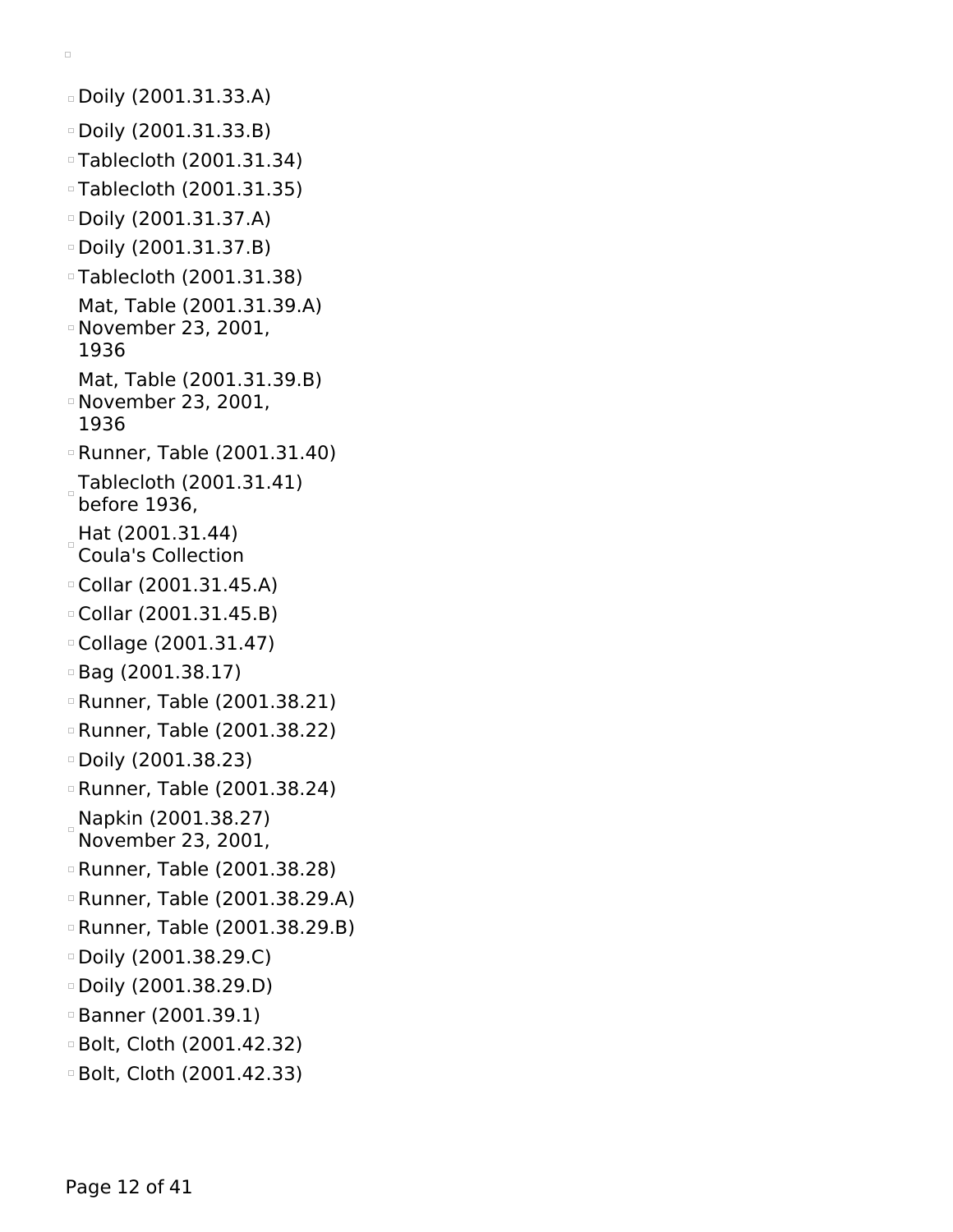- Doily (2001.31.33.A)
- Doily (2001.31.33.B)
- Tablecloth (2001.31.34)
- Tablecloth (2001.31.35)
- Doily (2001.31.37.A)
- Doily (2001.31.37.B)
- Tablecloth (2001.31.38)
- Mat, Table (2001.31.39.A) November 23, 2001, 1936
- Mat, Table (2001.31.39.B) November 23, 2001, 1936
- Runner, Table (2001.31.40)
- Tablecloth (2001.31.41) before 1936,
- Hat (2001.31.44) Coula's Collection
- Collar (2001.31.45.A)
- Collar (2001.31.45.B)
- Collage (2001.31.47)
- Bag (2001.38.17)
- Runner, Table (2001.38.21)
- Runner, Table (2001.38.22)
- Doily (2001.38.23)
- Runner, Table (2001.38.24)
- Napkin (2001.38.27) November 23, 2001,
- Runner, Table (2001.38.28)
- Runner, Table (2001.38.29.A)
- Runner, Table (2001.38.29.B)
- Doily (2001.38.29.C)
- Doily (2001.38.29.D)
- Banner (2001.39.1)
- Bolt, Cloth (2001.42.32)
- Bolt, Cloth (2001.42.33)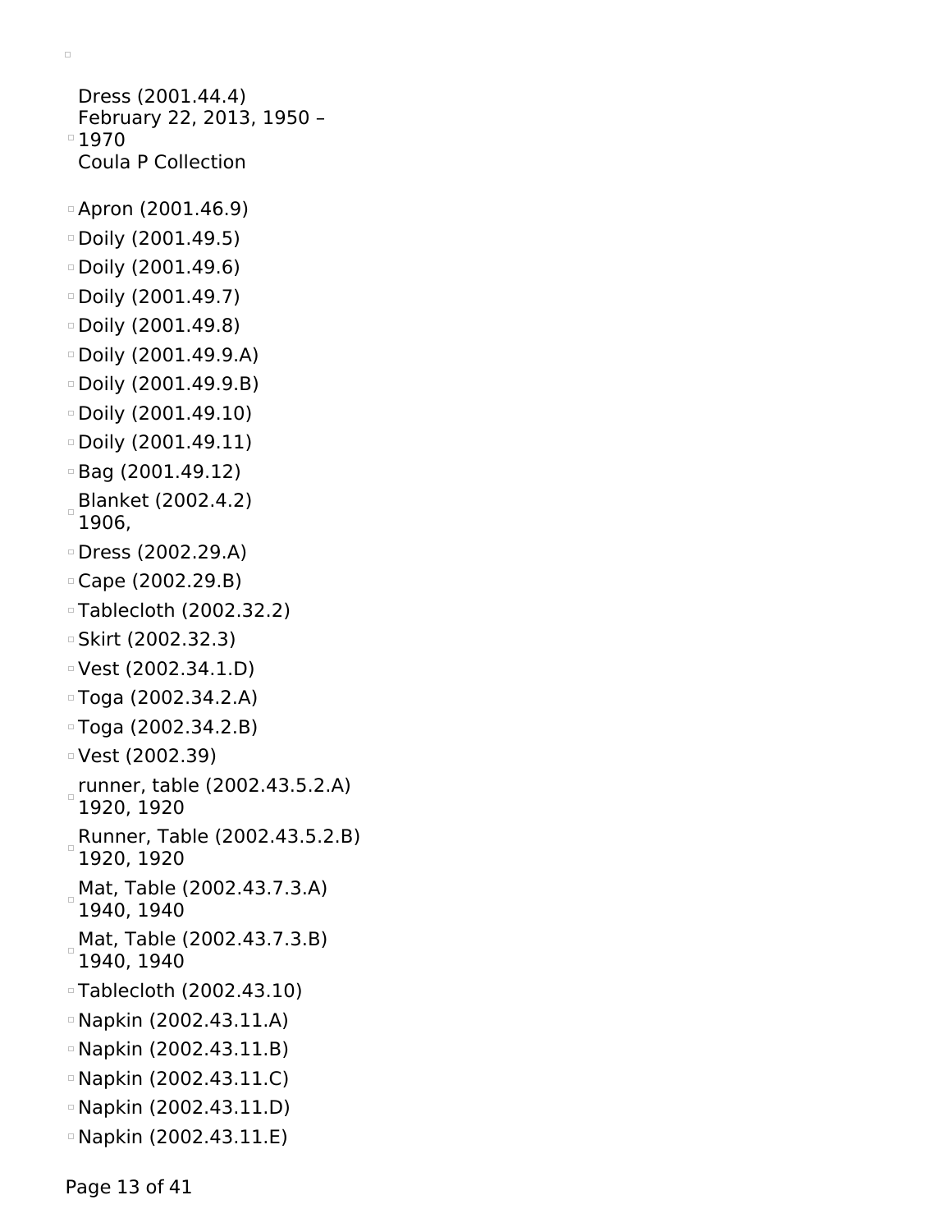- Dress (2001.44.4)
  February 22, 2013, 1950 – 1970
  Coula P Collection
- Apron (2001.46.9)
- Doily (2001.49.5)
- Doily (2001.49.6)
- Doily (2001.49.7)
- Doily (2001.49.8)
- Doily (2001.49.9.A)
- Doily (2001.49.9.B)
- Doily (2001.49.10)
- Doily (2001.49.11)
- Bag (2001.49.12)
- Blanket (2002.4.2)
  1906,
- Dress (2002.29.A)
- Cape (2002.29.B)
- Tablecloth (2002.32.2)
- Skirt (2002.32.3)
- Vest (2002.34.1.D)
- Toga (2002.34.2.A)
- Toga (2002.34.2.B)
- Vest (2002.39)
- runner, table (2002.43.5.2.A)
  1920, 1920
- Runner, Table (2002.43.5.2.B)
  1920, 1920
- Mat, Table (2002.43.7.3.A)
  1940, 1940
- Mat, Table (2002.43.7.3.B)
  1940, 1940
- Tablecloth (2002.43.10)
- Napkin (2002.43.11.A)
- Napkin (2002.43.11.B)
- Napkin (2002.43.11.C)
- Napkin (2002.43.11.D)
- Napkin (2002.43.11.E)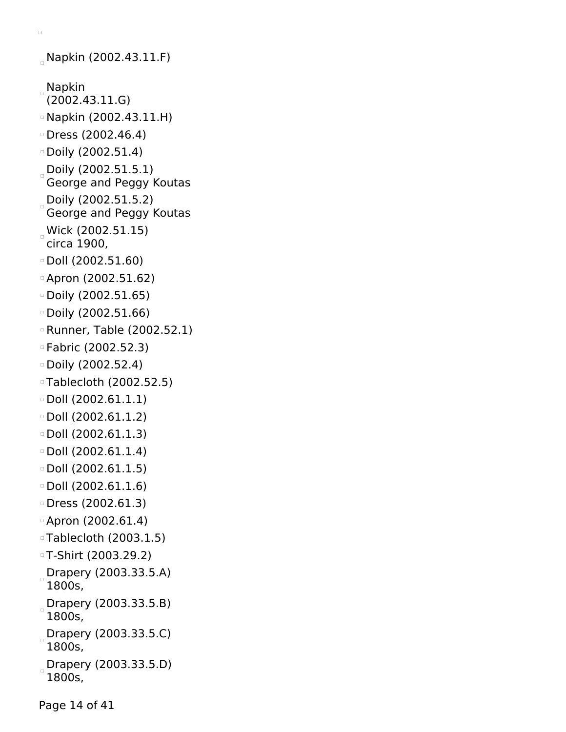- Napkin (2002.43.11.F)
- Napkin (2002.43.11.G)
- Napkin (2002.43.11.H)
- Dress (2002.46.4)
- Doily (2002.51.4)
- Doily (2002.51.5.1) George and Peggy Koutas
- Doily (2002.51.5.2) George and Peggy Koutas
- Wick (2002.51.15) circa 1900,
- Doll (2002.51.60)
- Apron (2002.51.62)
- Doily (2002.51.65)
- Doily (2002.51.66)
- Runner, Table (2002.52.1)
- Fabric (2002.52.3)
- Doily (2002.52.4)
- Tablecloth (2002.52.5)
- Doll (2002.61.1.1)
- Doll (2002.61.1.2)
- Doll (2002.61.1.3)
- Doll (2002.61.1.4)
- Doll (2002.61.1.5)
- Doll (2002.61.1.6)
- Dress (2002.61.3)
- Apron (2002.61.4)
- Tablecloth (2003.1.5)
- T-Shirt (2003.29.2)
- Drapery (2003.33.5.A) 1800s,
- Drapery (2003.33.5.B) 1800s,
- Drapery (2003.33.5.C) 1800s,
- Drapery (2003.33.5.D) 1800s,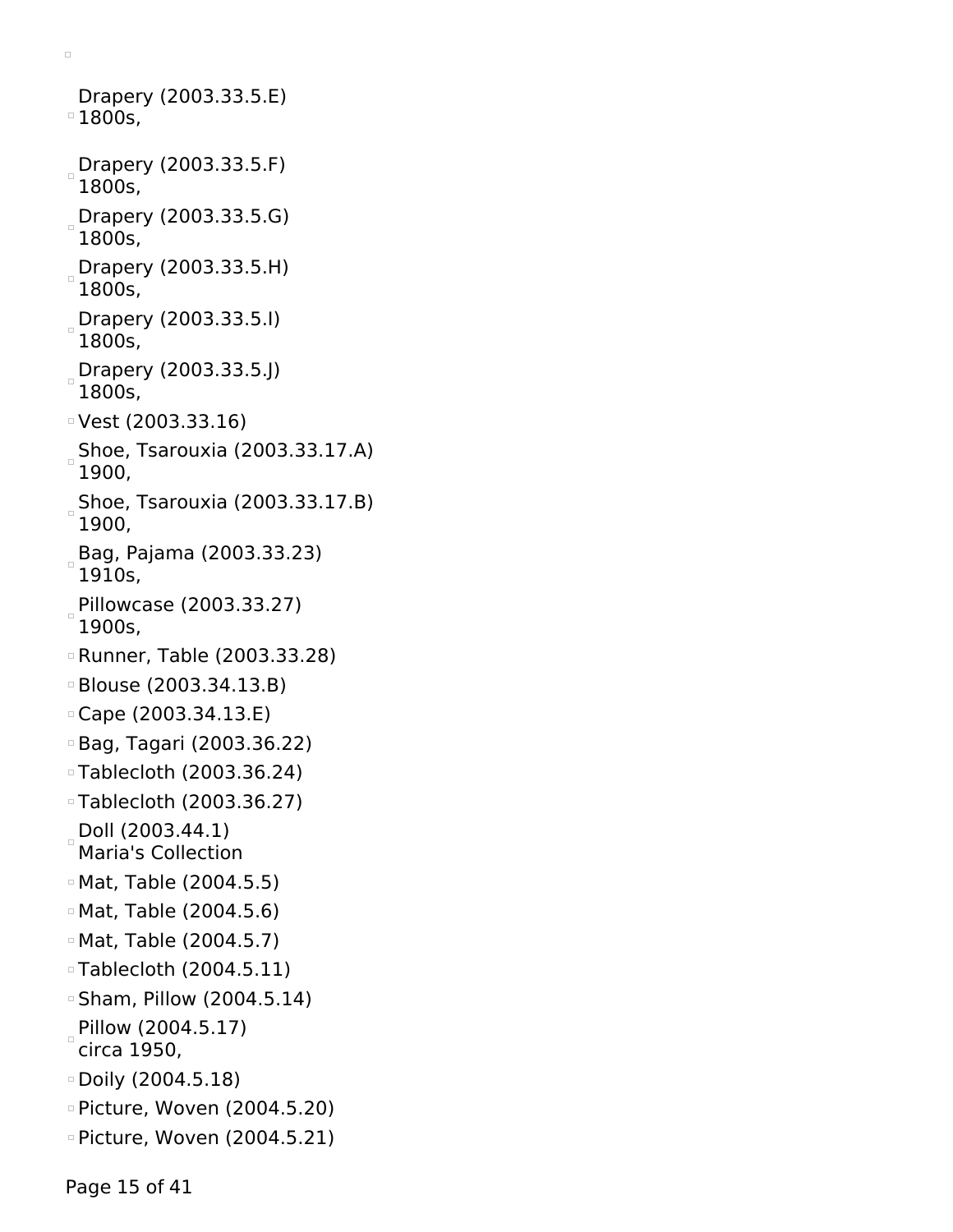- Drapery (2003.33.5.E)
  1800s,
- Drapery (2003.33.5.F)
  1800s,
- Drapery (2003.33.5.G)
  1800s,
- Drapery (2003.33.5.H)
  1800s,
- Drapery (2003.33.5.I)
  1800s,
- Drapery (2003.33.5.J)
  1800s,
- Vest (2003.33.16)
- Shoe, Tsarouxia (2003.33.17.A)
  1900,
- Shoe, Tsarouxia (2003.33.17.B)
  1900,
- Bag, Pajama (2003.33.23)
  1910s,
- Pillowcase (2003.33.27)
  1900s,
- Runner, Table (2003.33.28)
- Blouse (2003.34.13.B)
- Cape (2003.34.13.E)
- Bag, Tagari (2003.36.22)
- Tablecloth (2003.36.24)
- Tablecloth (2003.36.27)
- Doll (2003.44.1)
  Maria's Collection
- Mat, Table (2004.5.5)
- Mat, Table (2004.5.6)
- Mat, Table (2004.5.7)
- Tablecloth (2004.5.11)
- Sham, Pillow (2004.5.14)
- Pillow (2004.5.17)
  circa 1950,
- Doily (2004.5.18)
- Picture, Woven (2004.5.20)
- Picture, Woven (2004.5.21)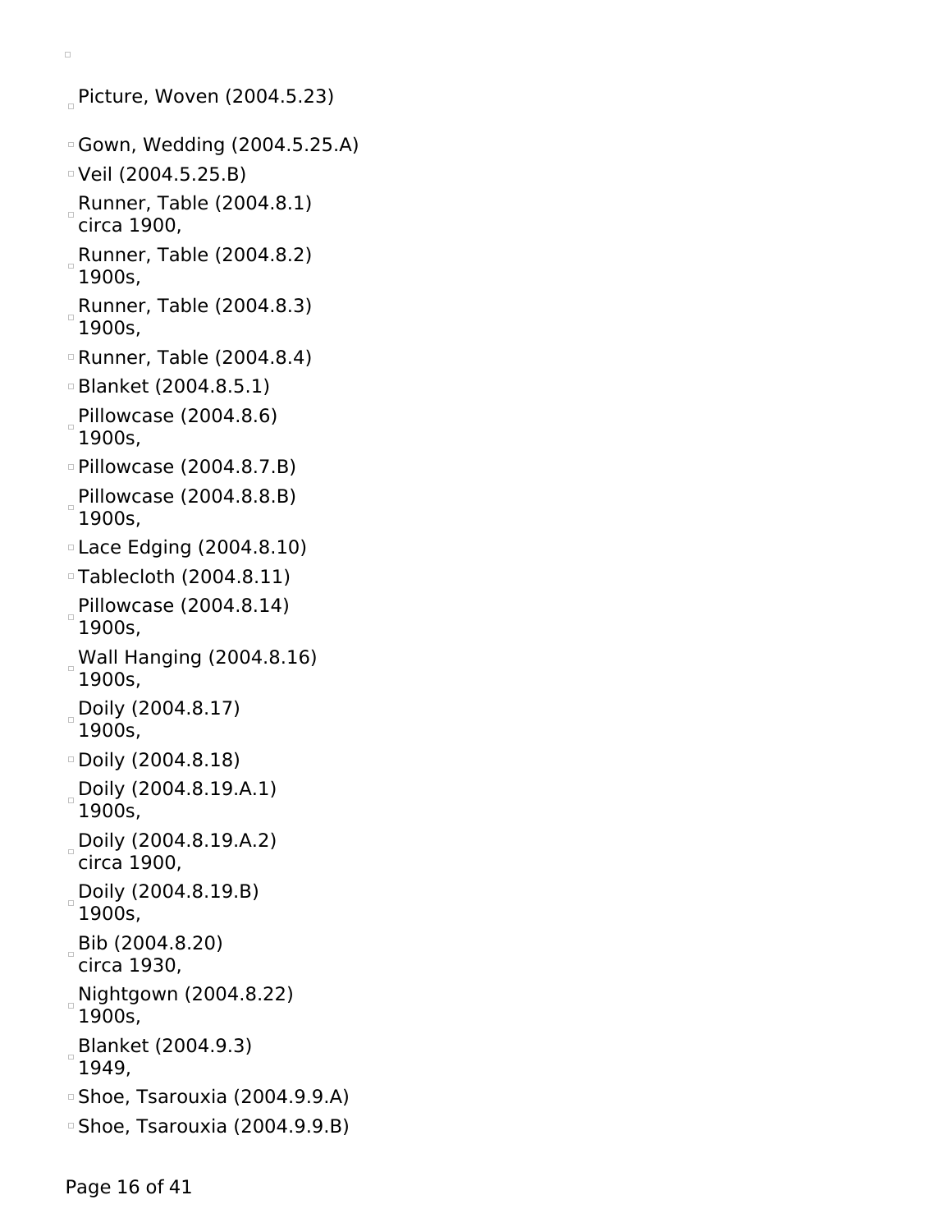- Picture, Woven (2004.5.23)
- Gown, Wedding (2004.5.25.A)
- Veil (2004.5.25.B)
- Runner, Table (2004.8.1)
  circa 1900,
- Runner, Table (2004.8.2)
  1900s,
- Runner, Table (2004.8.3)
  1900s,
- Runner, Table (2004.8.4)
- Blanket (2004.8.5.1)
- Pillowcase (2004.8.6)
  1900s,
- Pillowcase (2004.8.7.B)
- Pillowcase (2004.8.8.B)
  1900s,
- Lace Edging (2004.8.10)
- Tablecloth (2004.8.11)
- Pillowcase (2004.8.14)
  1900s,
- Wall Hanging (2004.8.16)
  1900s,
- Doily (2004.8.17)
  1900s,
- Doily (2004.8.18)
- Doily (2004.8.19.A.1)
  1900s,
- Doily (2004.8.19.A.2)
  circa 1900,
- Doily (2004.8.19.B)
  1900s,
- Bib (2004.8.20)
  circa 1930,
- Nightgown (2004.8.22)
  1900s,
- Blanket (2004.9.3)
  1949,
- Shoe, Tsarouxia (2004.9.9.A)
- Shoe, Tsarouxia (2004.9.9.B)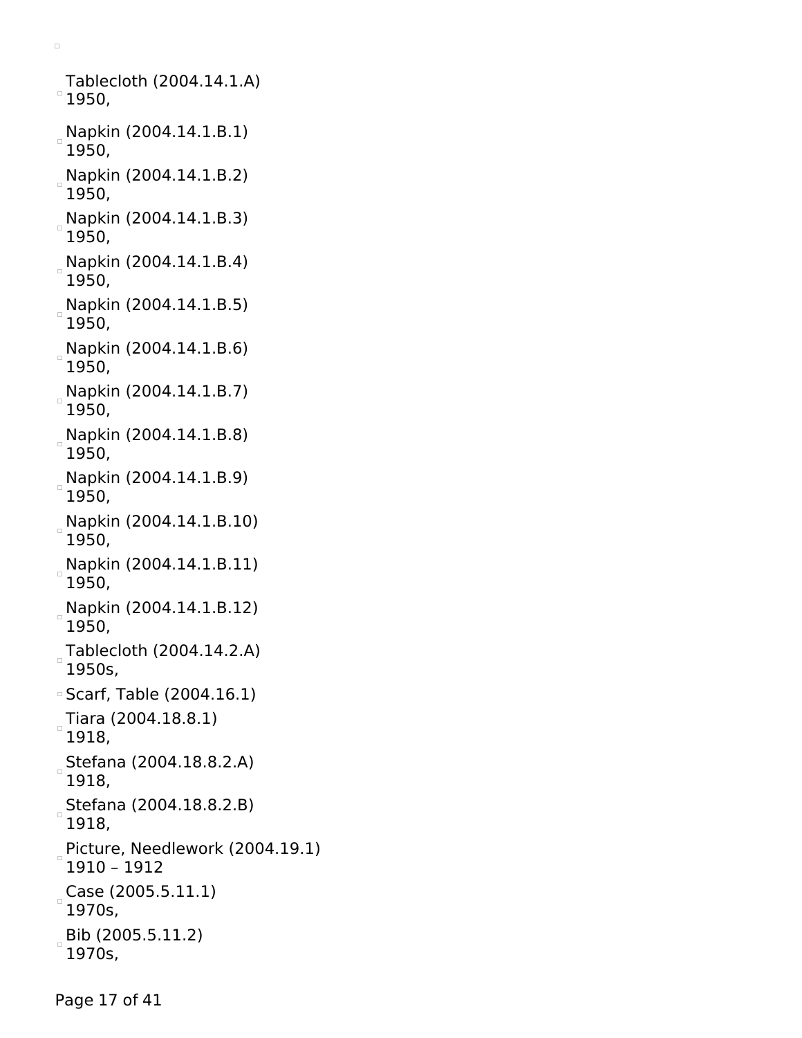- Tablecloth (2004.14.1.A)
  1950,
- Napkin (2004.14.1.B.1)
  1950,
- Napkin (2004.14.1.B.2)
  1950,
- Napkin (2004.14.1.B.3)
  1950,
- Napkin (2004.14.1.B.4)
  1950,
- Napkin (2004.14.1.B.5)
  1950,
- Napkin (2004.14.1.B.6)
  1950,
- Napkin (2004.14.1.B.7)
  1950,
- Napkin (2004.14.1.B.8)
  1950,
- Napkin (2004.14.1.B.9)
  1950,
- Napkin (2004.14.1.B.10)
  1950,
- Napkin (2004.14.1.B.11)
  1950,
- Napkin (2004.14.1.B.12)
  1950,
- Tablecloth (2004.14.2.A)
  1950s,
- Scarf, Table (2004.16.1)
- Tiara (2004.18.8.1)
  1918,
- Stefana (2004.18.8.2.A)
  1918,
- Stefana (2004.18.8.2.B)
  1918,
- Picture, Needlework (2004.19.1)
  1910 – 1912
- Case (2005.5.11.1)
  1970s,
- Bib (2005.5.11.2)
  1970s,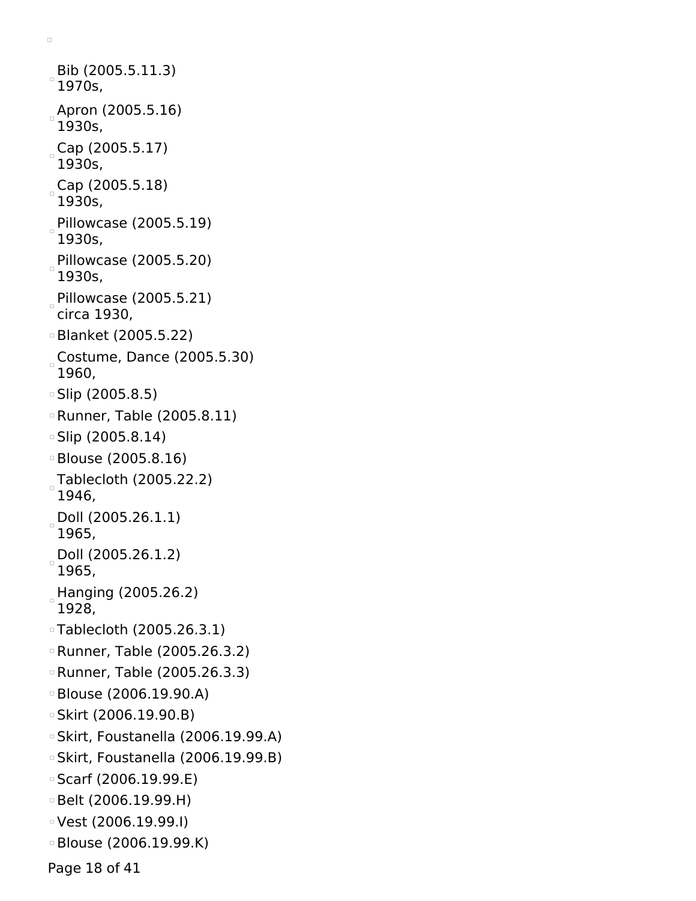- Bib (2005.5.11.3)  
  1970s,
- Apron (2005.5.16)  
  1930s,
- Cap (2005.5.17)  
  1930s,
- Cap (2005.5.18)  
  1930s,
- Pillowcase (2005.5.19)  
  1930s,
- Pillowcase (2005.5.20)  
  1930s,
- Pillowcase (2005.5.21)  
  circa 1930,
- Blanket (2005.5.22)
- Costume, Dance (2005.5.30)  
  1960,
- Slip (2005.8.5)
- Runner, Table (2005.8.11)
- Slip (2005.8.14)
- Blouse (2005.8.16)
- Tablecloth (2005.22.2)  
  1946,
- Doll (2005.26.1.1)  
  1965,
- Doll (2005.26.1.2)  
  1965,
- Hanging (2005.26.2)  
  1928,
- Tablecloth (2005.26.3.1)
- Runner, Table (2005.26.3.2)
- Runner, Table (2005.26.3.3)
- Blouse (2006.19.90.A)
- Skirt (2006.19.90.B)
- Skirt, Foustanella (2006.19.99.A)
- Skirt, Foustanella (2006.19.99.B)
- Scarf (2006.19.99.E)
- Belt (2006.19.99.H)
- Vest (2006.19.99.I)
- Blouse (2006.19.99.K)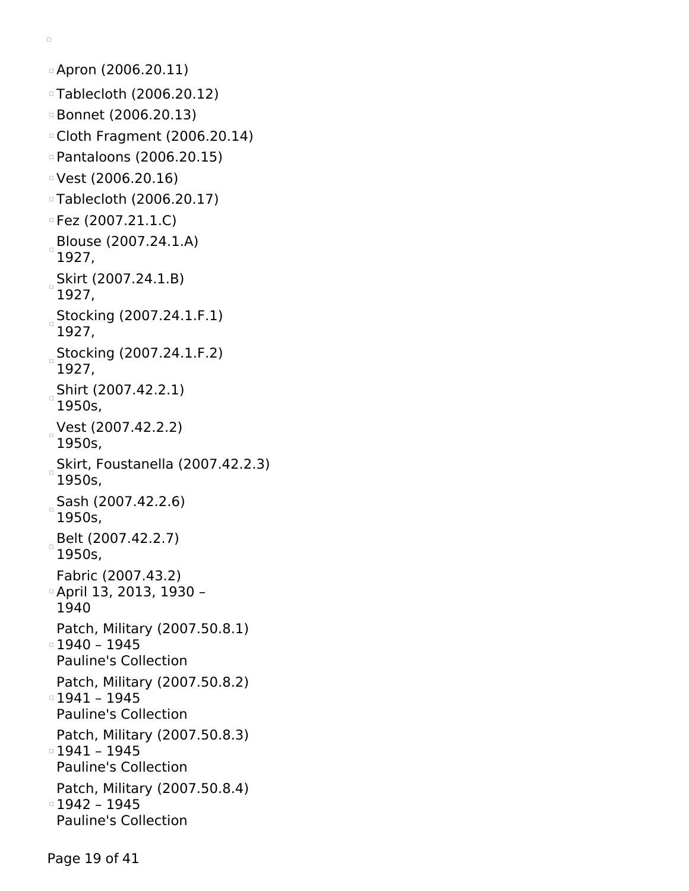- Apron (2006.20.11)
- Tablecloth (2006.20.12)
- Bonnet (2006.20.13)
- Cloth Fragment (2006.20.14)
- Pantaloons (2006.20.15)
- Vest (2006.20.16)
- Tablecloth (2006.20.17)
- Fez (2007.21.1.C)
- Blouse (2007.24.1.A)
  1927,
- Skirt (2007.24.1.B)
  1927,
- Stocking (2007.24.1.F.1)
  1927,
- Stocking (2007.24.1.F.2)
  1927,
- Shirt (2007.42.2.1)
  1950s,
- Vest (2007.42.2.2)
  1950s,
- Skirt, Foustanella (2007.42.2.3)
  1950s,
- Sash (2007.42.2.6)
  1950s,
- Belt (2007.42.2.7)
  1950s,
- Fabric (2007.43.2)
  April 13, 2013, 1930 – 1940
- Patch, Military (2007.50.8.1)
  1940 – 1945
  Pauline's Collection
- Patch, Military (2007.50.8.2)
  1941 – 1945
  Pauline's Collection
- Patch, Military (2007.50.8.3)
  1941 – 1945
  Pauline's Collection
- Patch, Military (2007.50.8.4)
  1942 – 1945
  Pauline's Collection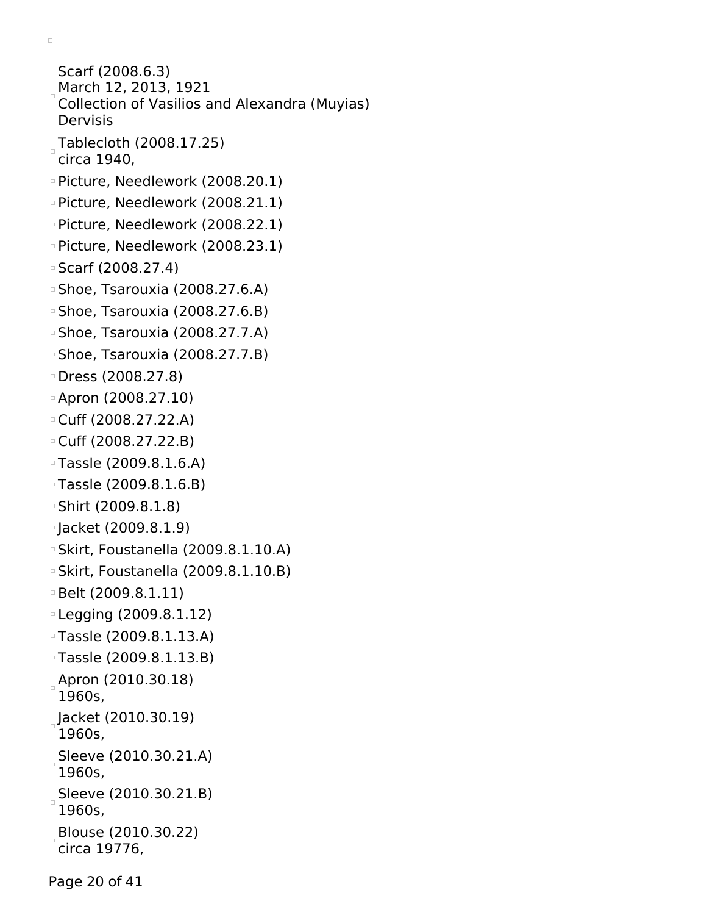- Scarf (2008.6.3)
  March 12, 2013, 1921
  Collection of Vasilios and Alexandra (Muyias) Dervisis
- Tablecloth (2008.17.25)
  circa 1940,
- Picture, Needlework (2008.20.1)
- Picture, Needlework (2008.21.1)
- Picture, Needlework (2008.22.1)
- Picture, Needlework (2008.23.1)
- Scarf (2008.27.4)
- Shoe, Tsarouxia (2008.27.6.A)
- Shoe, Tsarouxia (2008.27.6.B)
- Shoe, Tsarouxia (2008.27.7.A)
- Shoe, Tsarouxia (2008.27.7.B)
- Dress (2008.27.8)
- Apron (2008.27.10)
- Cuff (2008.27.22.A)
- Cuff (2008.27.22.B)
- Tassle (2009.8.1.6.A)
- Tassle (2009.8.1.6.B)
- Shirt (2009.8.1.8)
- Jacket (2009.8.1.9)
- Skirt, Foustanella (2009.8.1.10.A)
- Skirt, Foustanella (2009.8.1.10.B)
- Belt (2009.8.1.11)
- Legging (2009.8.1.12)
- Tassle (2009.8.1.13.A)
- Tassle (2009.8.1.13.B)
- Apron (2010.30.18)
  1960s,
- Jacket (2010.30.19)
  1960s,
- Sleeve (2010.30.21.A)
  1960s,
- Sleeve (2010.30.21.B)
  1960s,
- Blouse (2010.30.22)
  circa 19776,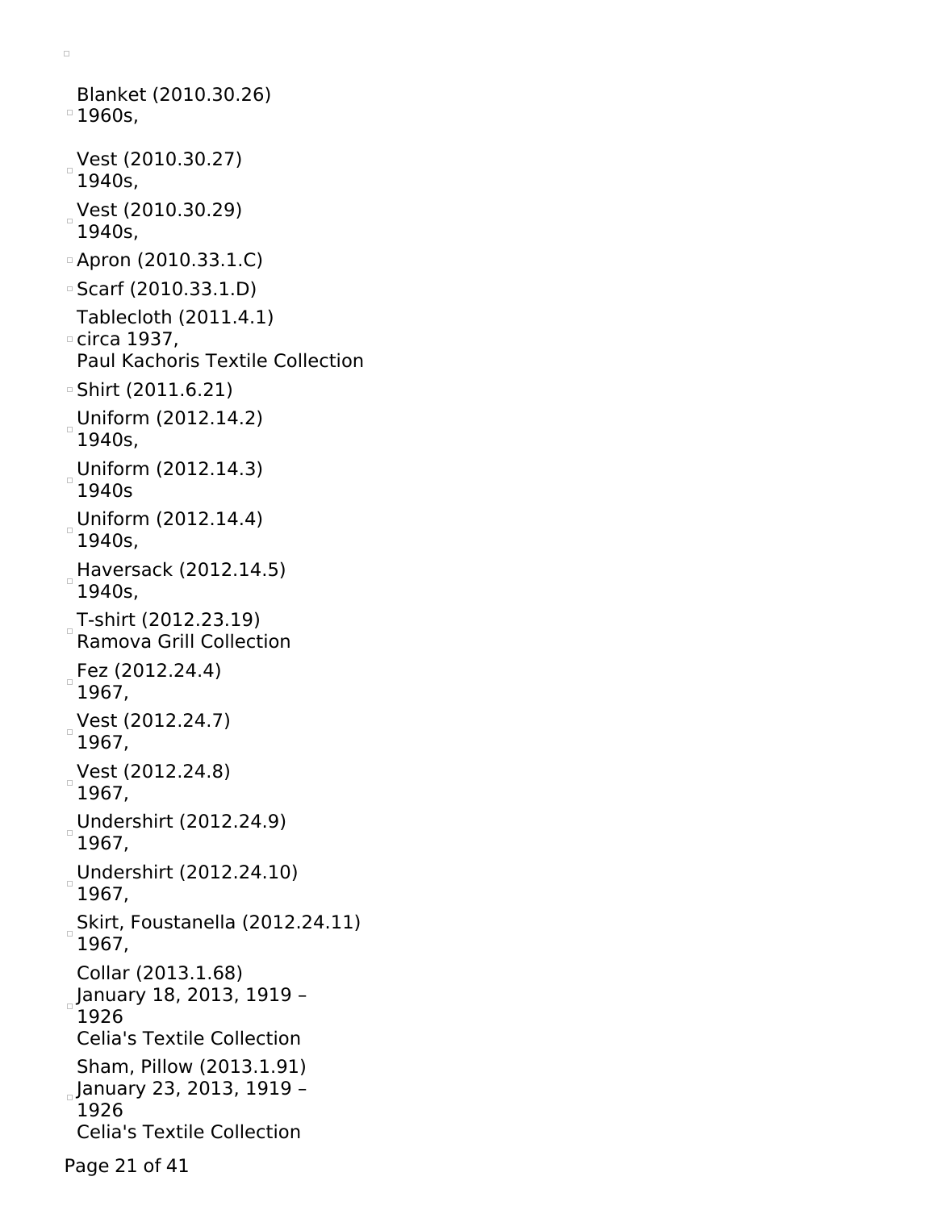- Blanket (2010.30.26)
  1960s,
- Vest (2010.30.27)
  1940s,
- Vest (2010.30.29)
  1940s,
- Apron (2010.33.1.C)
- Scarf (2010.33.1.D)
- Tablecloth (2011.4.1)
  circa 1937,
  Paul Kachoris Textile Collection
- Shirt (2011.6.21)
- Uniform (2012.14.2)
  1940s,
- Uniform (2012.14.3)
  1940s
- Uniform (2012.14.4)
  1940s,
- Haversack (2012.14.5)
  1940s,
- T-shirt (2012.23.19)
  Ramova Grill Collection
- Fez (2012.24.4)
  1967,
- Vest (2012.24.7)
  1967,
- Vest (2012.24.8)
  1967,
- Undershirt (2012.24.9)
  1967,
- Undershirt (2012.24.10)
  1967,
- Skirt, Foustanella (2012.24.11)
  1967,
- Collar (2013.1.68)
  January 18, 2013, 1919 – 1926
  Celia's Textile Collection
- Sham, Pillow (2013.1.91)
  January 23, 2013, 1919 – 1926
  Celia's Textile Collection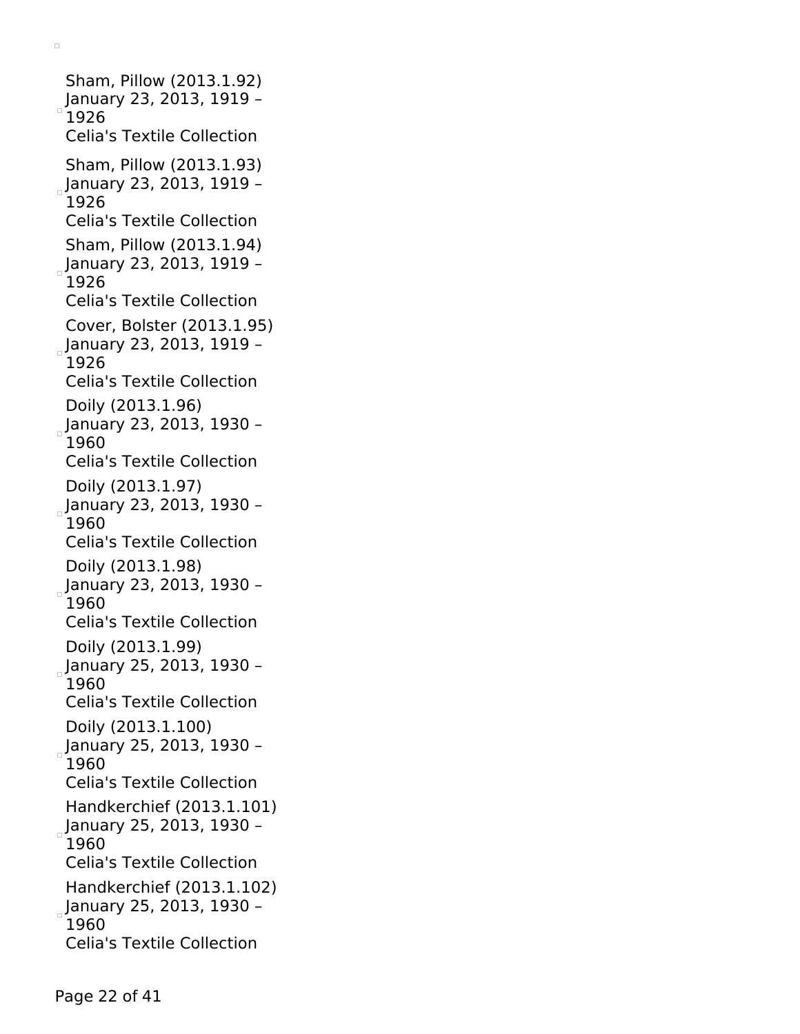Sham, Pillow (2013.1.92)
January 23, 2013, 1919 – 1926
Celia's Textile Collection

Sham, Pillow (2013.1.93)
January 23, 2013, 1919 – 1926
Celia's Textile Collection

Sham, Pillow (2013.1.94)
January 23, 2013, 1919 – 1926
Celia's Textile Collection

Cover, Bolster (2013.1.95)
January 23, 2013, 1919 – 1926
Celia's Textile Collection

Doily (2013.1.96)
January 23, 2013, 1930 – 1960
Celia's Textile Collection

Doily (2013.1.97)
January 23, 2013, 1930 – 1960
Celia's Textile Collection

Doily (2013.1.98)
January 23, 2013, 1930 – 1960
Celia's Textile Collection

Doily (2013.1.99)
January 25, 2013, 1930 – 1960
Celia's Textile Collection

Doily (2013.1.100)
January 25, 2013, 1930 – 1960
Celia's Textile Collection

Handkerchief (2013.1.101)
January 25, 2013, 1930 – 1960
Celia's Textile Collection

Handkerchief (2013.1.102)
January 25, 2013, 1930 – 1960
Celia's Textile Collection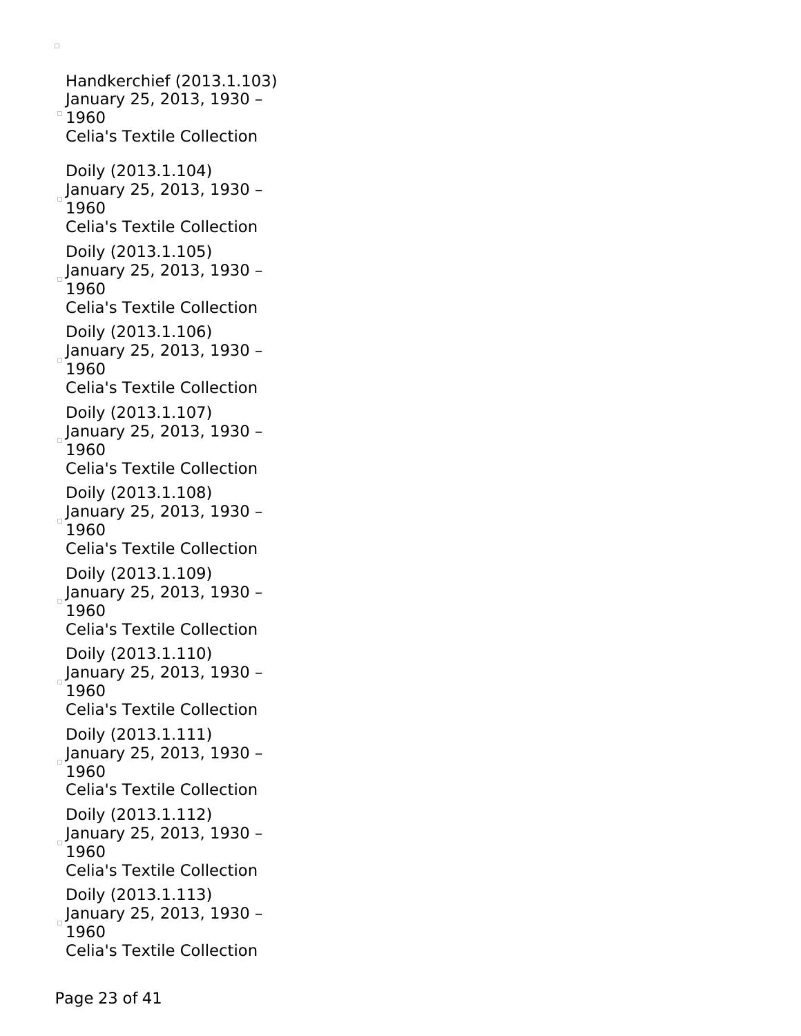Handkerchief (2013.1.103)
January 25, 2013, 1930 – 1960
Celia's Textile Collection

Doily (2013.1.104)
January 25, 2013, 1930 – 1960
Celia's Textile Collection

Doily (2013.1.105)
January 25, 2013, 1930 – 1960
Celia's Textile Collection

Doily (2013.1.106)
January 25, 2013, 1930 – 1960
Celia's Textile Collection

Doily (2013.1.107)
January 25, 2013, 1930 – 1960
Celia's Textile Collection

Doily (2013.1.108)
January 25, 2013, 1930 – 1960
Celia's Textile Collection

Doily (2013.1.109)
January 25, 2013, 1930 – 1960
Celia's Textile Collection

Doily (2013.1.110)
January 25, 2013, 1930 – 1960
Celia's Textile Collection

Doily (2013.1.111)
January 25, 2013, 1930 – 1960
Celia's Textile Collection

Doily (2013.1.112)
January 25, 2013, 1930 – 1960
Celia's Textile Collection

Doily (2013.1.113)
January 25, 2013, 1930 – 1960
Celia's Textile Collection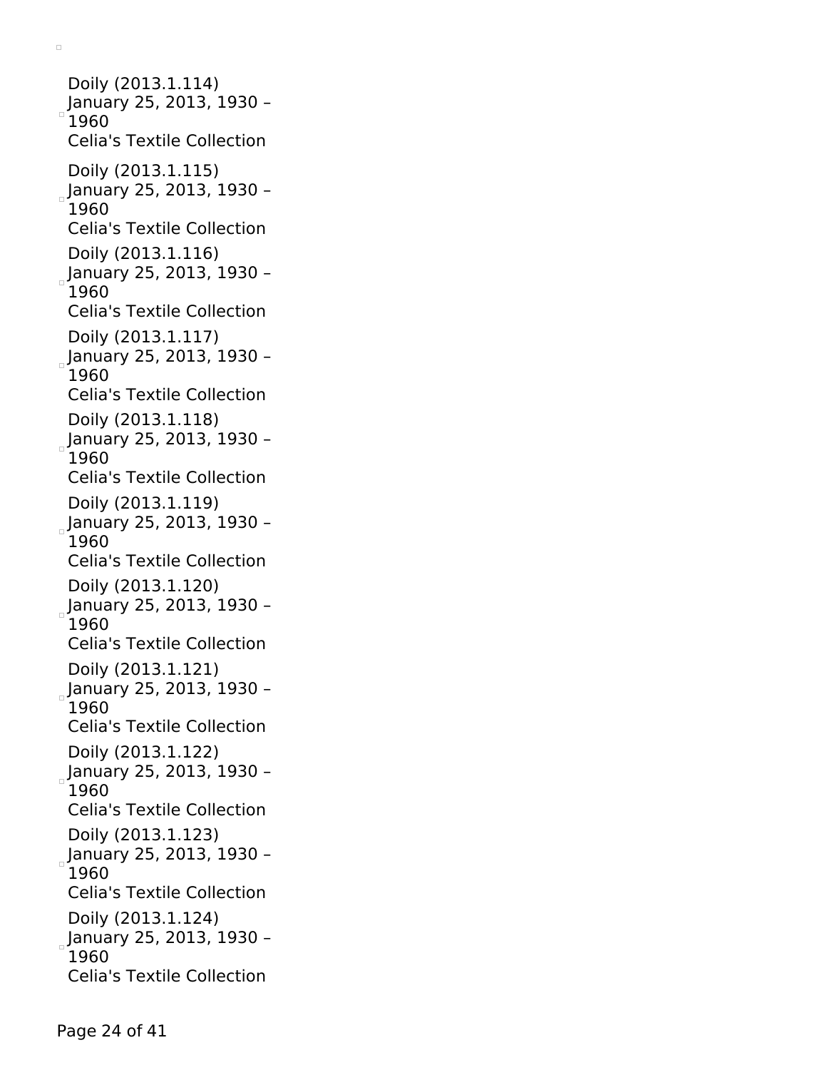Doily (2013.1.114)
January 25, 2013, 1930 – 1960
Celia's Textile Collection

Doily (2013.1.115)
January 25, 2013, 1930 – 1960
Celia's Textile Collection

Doily (2013.1.116)
January 25, 2013, 1930 – 1960
Celia's Textile Collection

Doily (2013.1.117)
January 25, 2013, 1930 – 1960
Celia's Textile Collection

Doily (2013.1.118)
January 25, 2013, 1930 – 1960
Celia's Textile Collection

Doily (2013.1.119)
January 25, 2013, 1930 – 1960
Celia's Textile Collection

Doily (2013.1.120)
January 25, 2013, 1930 – 1960
Celia's Textile Collection

Doily (2013.1.121)
January 25, 2013, 1930 – 1960
Celia's Textile Collection

Doily (2013.1.122)
January 25, 2013, 1930 – 1960
Celia's Textile Collection

Doily (2013.1.123)
January 25, 2013, 1930 – 1960
Celia's Textile Collection

Doily (2013.1.124)
January 25, 2013, 1930 – 1960
Celia's Textile Collection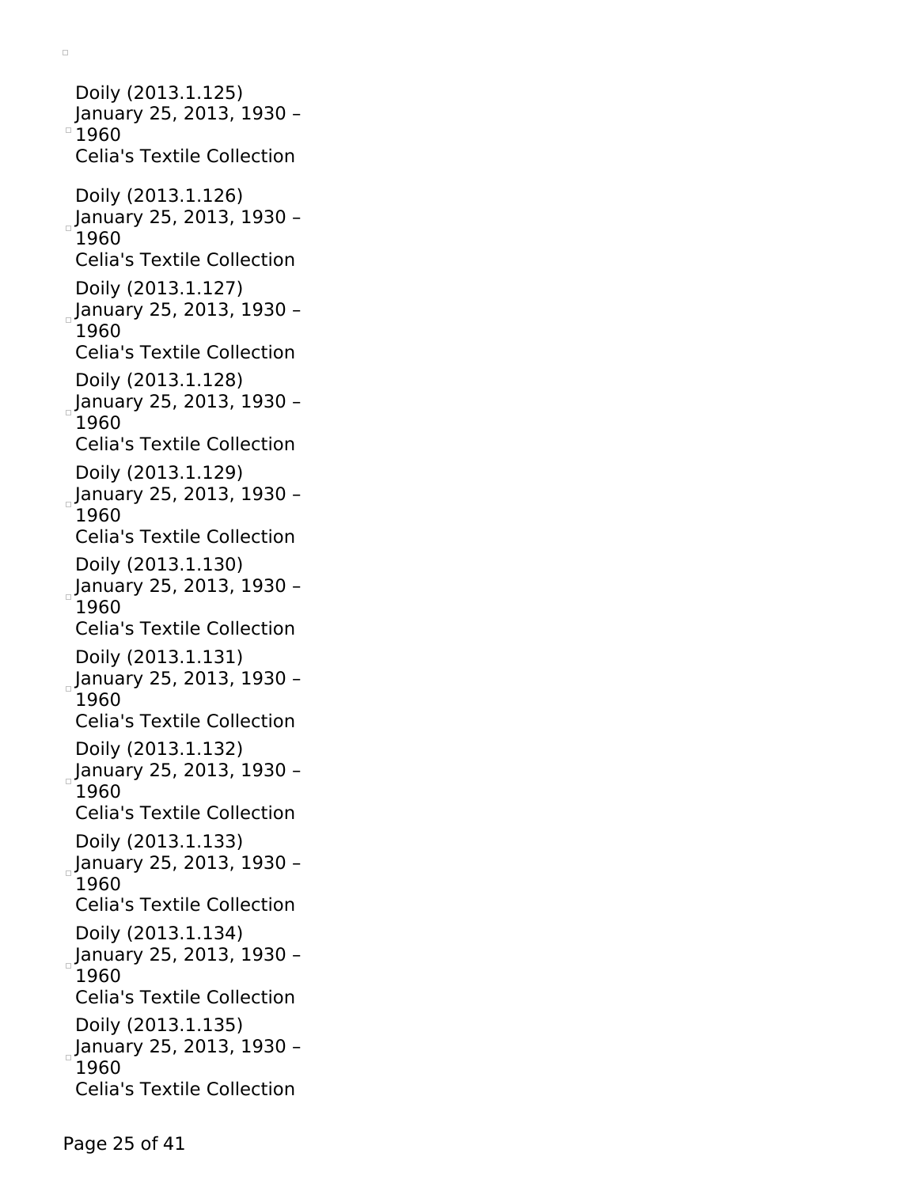Doily (2013.1.125)
January 25, 2013, 1930 – 1960
Celia's Textile Collection

Doily (2013.1.126)
January 25, 2013, 1930 – 1960
Celia's Textile Collection

Doily (2013.1.127)
January 25, 2013, 1930 – 1960
Celia's Textile Collection

Doily (2013.1.128)
January 25, 2013, 1930 – 1960
Celia's Textile Collection

Doily (2013.1.129)
January 25, 2013, 1930 – 1960
Celia's Textile Collection

Doily (2013.1.130)
January 25, 2013, 1930 – 1960
Celia's Textile Collection

Doily (2013.1.131)
January 25, 2013, 1930 – 1960
Celia's Textile Collection

Doily (2013.1.132)
January 25, 2013, 1930 – 1960
Celia's Textile Collection

Doily (2013.1.133)
January 25, 2013, 1930 – 1960
Celia's Textile Collection

Doily (2013.1.134)
January 25, 2013, 1930 – 1960
Celia's Textile Collection

Doily (2013.1.135)
January 25, 2013, 1930 – 1960
Celia's Textile Collection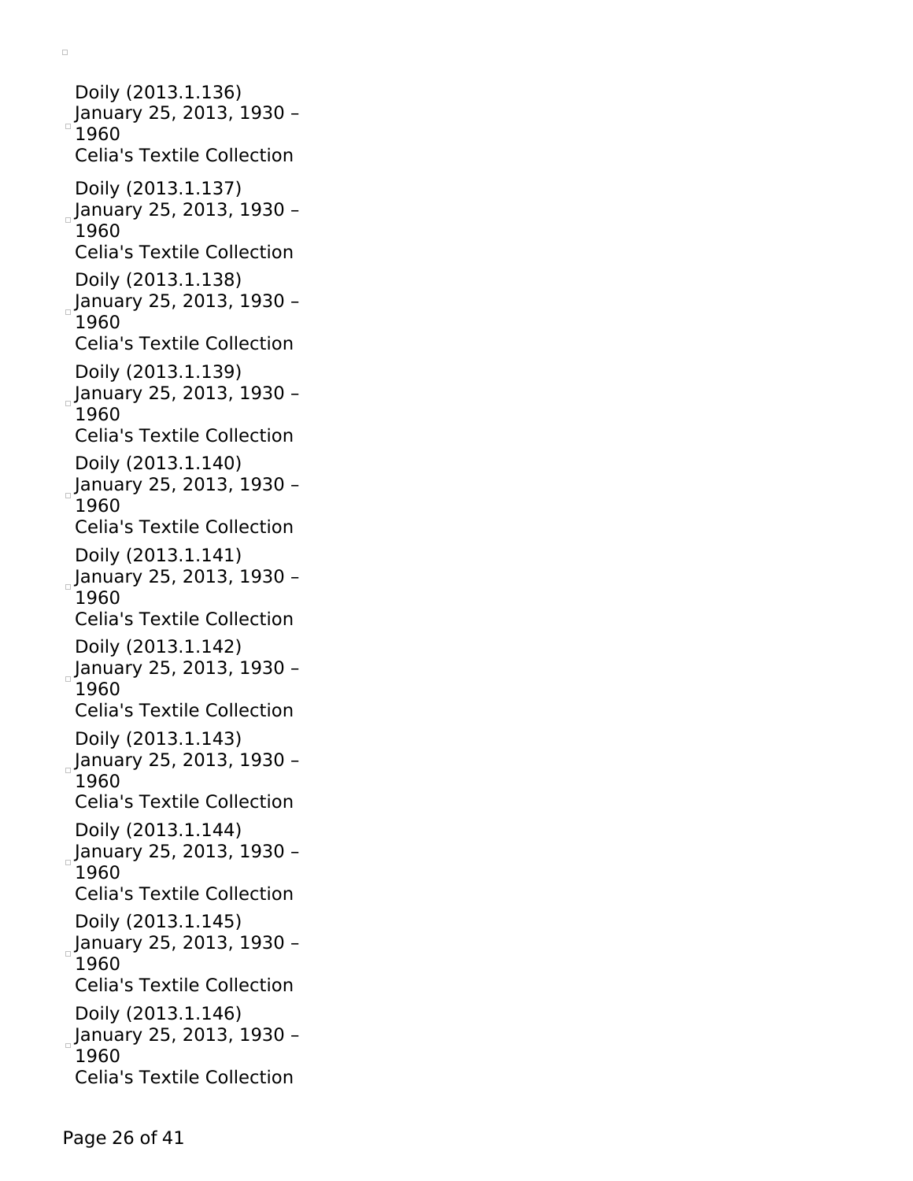Doily (2013.1.136)
January 25, 2013, 1930 – 1960
Celia's Textile Collection

Doily (2013.1.137)
January 25, 2013, 1930 – 1960
Celia's Textile Collection

Doily (2013.1.138)
January 25, 2013, 1930 – 1960
Celia's Textile Collection

Doily (2013.1.139)
January 25, 2013, 1930 – 1960
Celia's Textile Collection

Doily (2013.1.140)
January 25, 2013, 1930 – 1960
Celia's Textile Collection

Doily (2013.1.141)
January 25, 2013, 1930 – 1960
Celia's Textile Collection

Doily (2013.1.142)
January 25, 2013, 1930 – 1960
Celia's Textile Collection

Doily (2013.1.143)
January 25, 2013, 1930 – 1960
Celia's Textile Collection

Doily (2013.1.144)
January 25, 2013, 1930 – 1960
Celia's Textile Collection

Doily (2013.1.145)
January 25, 2013, 1930 – 1960
Celia's Textile Collection

Doily (2013.1.146)
January 25, 2013, 1930 – 1960
Celia's Textile Collection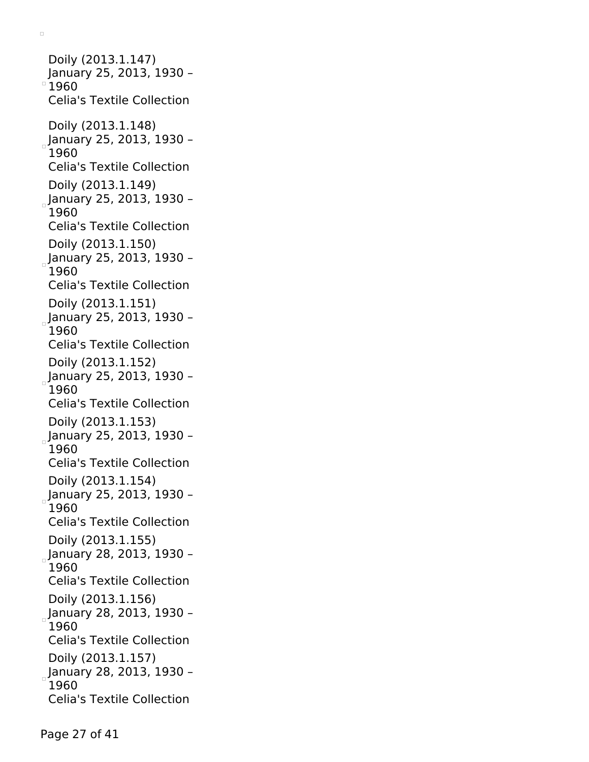Doily (2013.1.147)
January 25, 2013, 1930 – 1960
Celia's Textile Collection

Doily (2013.1.148)
January 25, 2013, 1930 – 1960
Celia's Textile Collection

Doily (2013.1.149)
January 25, 2013, 1930 – 1960
Celia's Textile Collection

Doily (2013.1.150)
January 25, 2013, 1930 – 1960
Celia's Textile Collection

Doily (2013.1.151)
January 25, 2013, 1930 – 1960
Celia's Textile Collection

Doily (2013.1.152)
January 25, 2013, 1930 – 1960
Celia's Textile Collection

Doily (2013.1.153)
January 25, 2013, 1930 – 1960
Celia's Textile Collection

Doily (2013.1.154)
January 25, 2013, 1930 – 1960
Celia's Textile Collection

Doily (2013.1.155)
January 28, 2013, 1930 – 1960
Celia's Textile Collection

Doily (2013.1.156)
January 28, 2013, 1930 – 1960
Celia's Textile Collection

Doily (2013.1.157)
January 28, 2013, 1930 – 1960
Celia's Textile Collection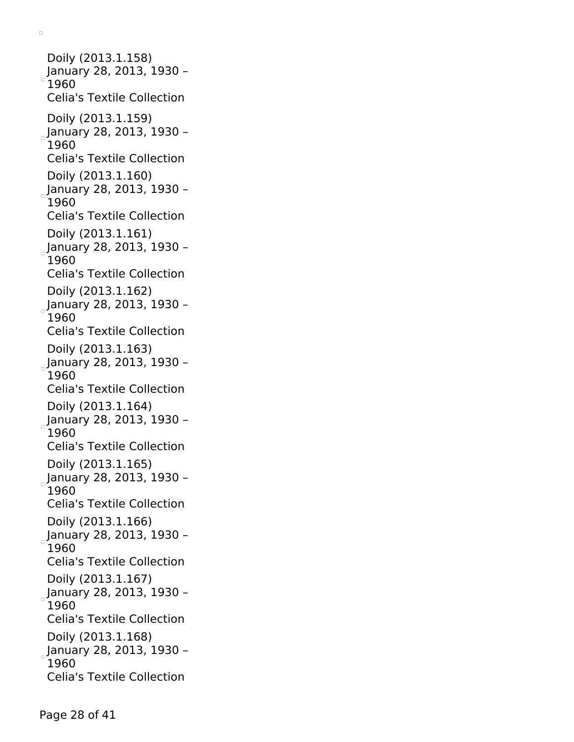Doily (2013.1.158)
January 28, 2013, 1930 – 1960
Celia's Textile Collection

Doily (2013.1.159)
January 28, 2013, 1930 – 1960
Celia's Textile Collection

Doily (2013.1.160)
January 28, 2013, 1930 – 1960
Celia's Textile Collection

Doily (2013.1.161)
January 28, 2013, 1930 – 1960
Celia's Textile Collection

Doily (2013.1.162)
January 28, 2013, 1930 – 1960
Celia's Textile Collection

Doily (2013.1.163)
January 28, 2013, 1930 – 1960
Celia's Textile Collection

Doily (2013.1.164)
January 28, 2013, 1930 – 1960
Celia's Textile Collection

Doily (2013.1.165)
January 28, 2013, 1930 – 1960
Celia's Textile Collection

Doily (2013.1.166)
January 28, 2013, 1930 – 1960
Celia's Textile Collection

Doily (2013.1.167)
January 28, 2013, 1930 – 1960
Celia's Textile Collection

Doily (2013.1.168)
January 28, 2013, 1930 – 1960
Celia's Textile Collection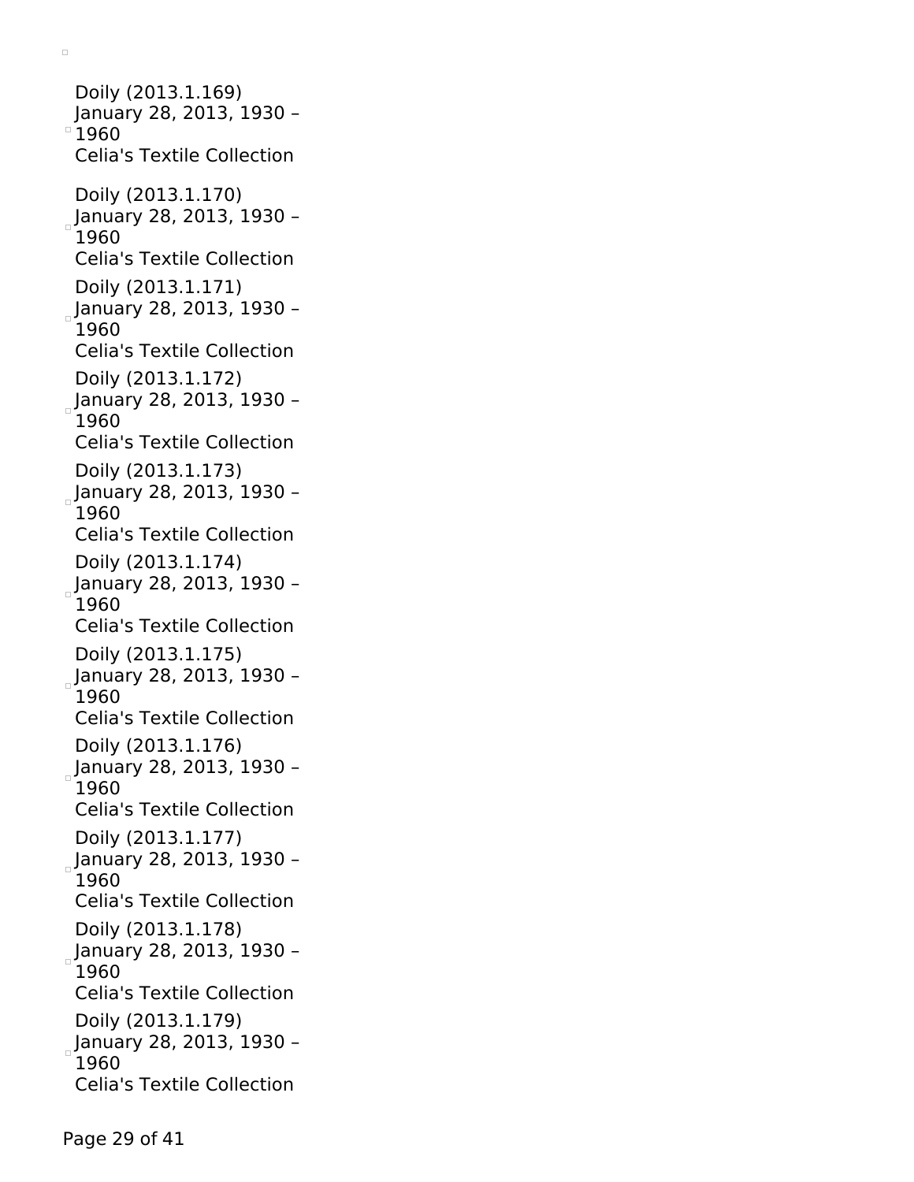Doily (2013.1.169)
January 28, 2013, 1930 – 1960
Celia's Textile Collection

Doily (2013.1.170)
January 28, 2013, 1930 – 1960
Celia's Textile Collection

Doily (2013.1.171)
January 28, 2013, 1930 – 1960
Celia's Textile Collection

Doily (2013.1.172)
January 28, 2013, 1930 – 1960
Celia's Textile Collection

Doily (2013.1.173)
January 28, 2013, 1930 – 1960
Celia's Textile Collection

Doily (2013.1.174)
January 28, 2013, 1930 – 1960
Celia's Textile Collection

Doily (2013.1.175)
January 28, 2013, 1930 – 1960
Celia's Textile Collection

Doily (2013.1.176)
January 28, 2013, 1930 – 1960
Celia's Textile Collection

Doily (2013.1.177)
January 28, 2013, 1930 – 1960
Celia's Textile Collection

Doily (2013.1.178)
January 28, 2013, 1930 – 1960
Celia's Textile Collection

Doily (2013.1.179)
January 28, 2013, 1930 – 1960
Celia's Textile Collection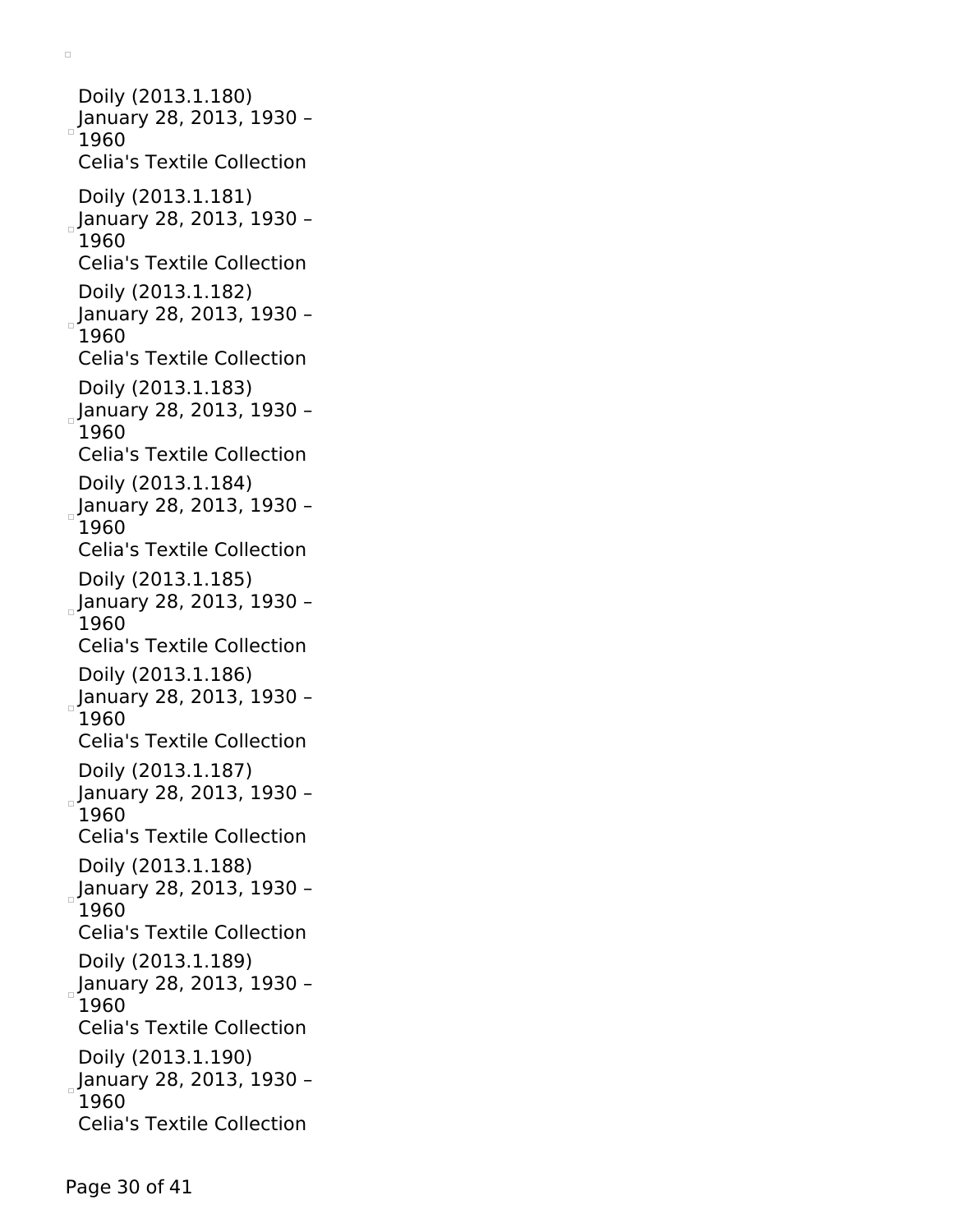Doily (2013.1.180)
January 28, 2013, 1930 – 1960
Celia's Textile Collection

Doily (2013.1.181)
January 28, 2013, 1930 – 1960
Celia's Textile Collection

Doily (2013.1.182)
January 28, 2013, 1930 – 1960
Celia's Textile Collection

Doily (2013.1.183)
January 28, 2013, 1930 – 1960
Celia's Textile Collection

Doily (2013.1.184)
January 28, 2013, 1930 – 1960
Celia's Textile Collection

Doily (2013.1.185)
January 28, 2013, 1930 – 1960
Celia's Textile Collection

Doily (2013.1.186)
January 28, 2013, 1930 – 1960
Celia's Textile Collection

Doily (2013.1.187)
January 28, 2013, 1930 – 1960
Celia's Textile Collection

Doily (2013.1.188)
January 28, 2013, 1930 – 1960
Celia's Textile Collection

Doily (2013.1.189)
January 28, 2013, 1930 – 1960
Celia's Textile Collection

Doily (2013.1.190)
January 28, 2013, 1930 – 1960
Celia's Textile Collection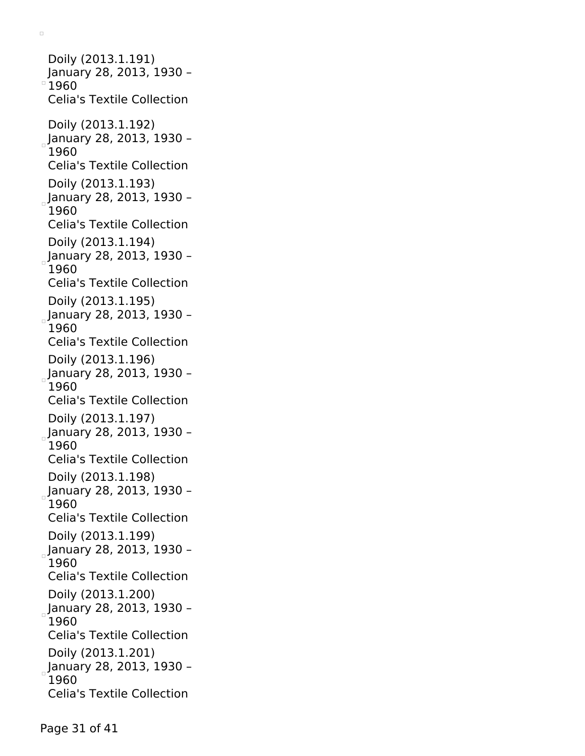Doily (2013.1.191)
January 28, 2013, 1930 – 1960
Celia's Textile Collection

Doily (2013.1.192)
January 28, 2013, 1930 – 1960
Celia's Textile Collection

Doily (2013.1.193)
January 28, 2013, 1930 – 1960
Celia's Textile Collection

Doily (2013.1.194)
January 28, 2013, 1930 – 1960
Celia's Textile Collection

Doily (2013.1.195)
January 28, 2013, 1930 – 1960
Celia's Textile Collection

Doily (2013.1.196)
January 28, 2013, 1930 – 1960
Celia's Textile Collection

Doily (2013.1.197)
January 28, 2013, 1930 – 1960
Celia's Textile Collection

Doily (2013.1.198)
January 28, 2013, 1930 – 1960
Celia's Textile Collection

Doily (2013.1.199)
January 28, 2013, 1930 – 1960
Celia's Textile Collection

Doily (2013.1.200)
January 28, 2013, 1930 – 1960
Celia's Textile Collection

Doily (2013.1.201)
January 28, 2013, 1930 – 1960
Celia's Textile Collection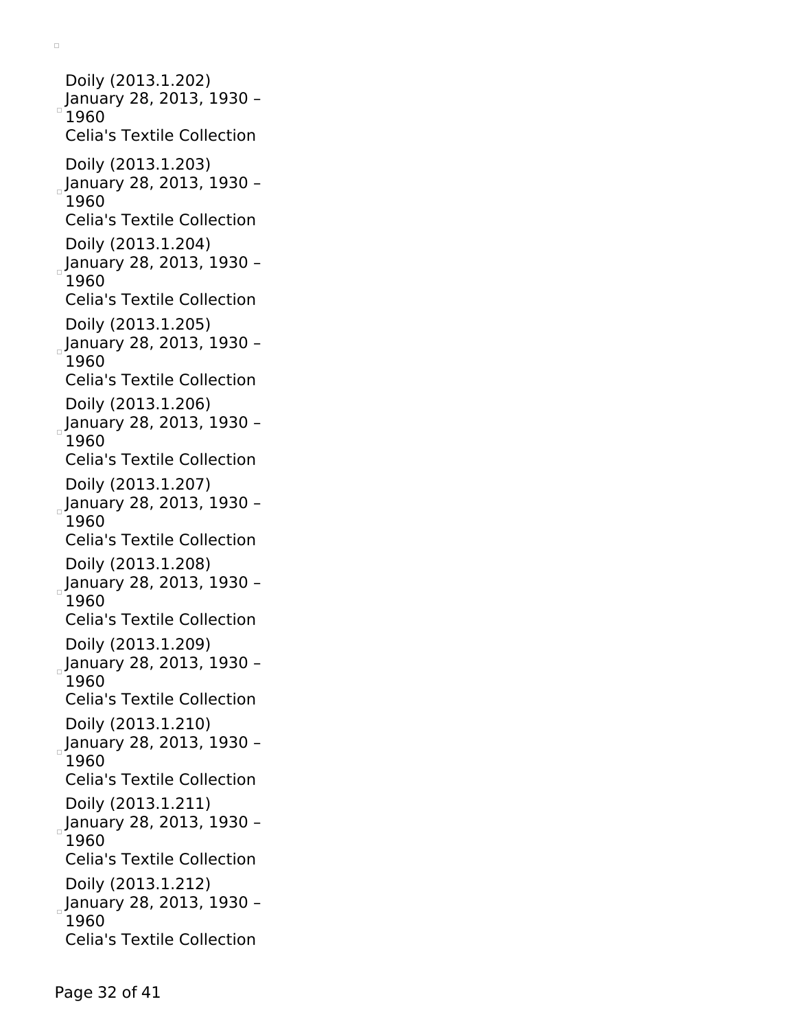Doily (2013.1.202)
January 28, 2013, 1930 – 1960
Celia's Textile Collection

Doily (2013.1.203)
January 28, 2013, 1930 – 1960
Celia's Textile Collection

Doily (2013.1.204)
January 28, 2013, 1930 – 1960
Celia's Textile Collection

Doily (2013.1.205)
January 28, 2013, 1930 – 1960
Celia's Textile Collection

Doily (2013.1.206)
January 28, 2013, 1930 – 1960
Celia's Textile Collection

Doily (2013.1.207)
January 28, 2013, 1930 – 1960
Celia's Textile Collection

Doily (2013.1.208)
January 28, 2013, 1930 – 1960
Celia's Textile Collection

Doily (2013.1.209)
January 28, 2013, 1930 – 1960
Celia's Textile Collection

Doily (2013.1.210)
January 28, 2013, 1930 – 1960
Celia's Textile Collection

Doily (2013.1.211)
January 28, 2013, 1930 – 1960
Celia's Textile Collection

Doily (2013.1.212)
January 28, 2013, 1930 – 1960
Celia's Textile Collection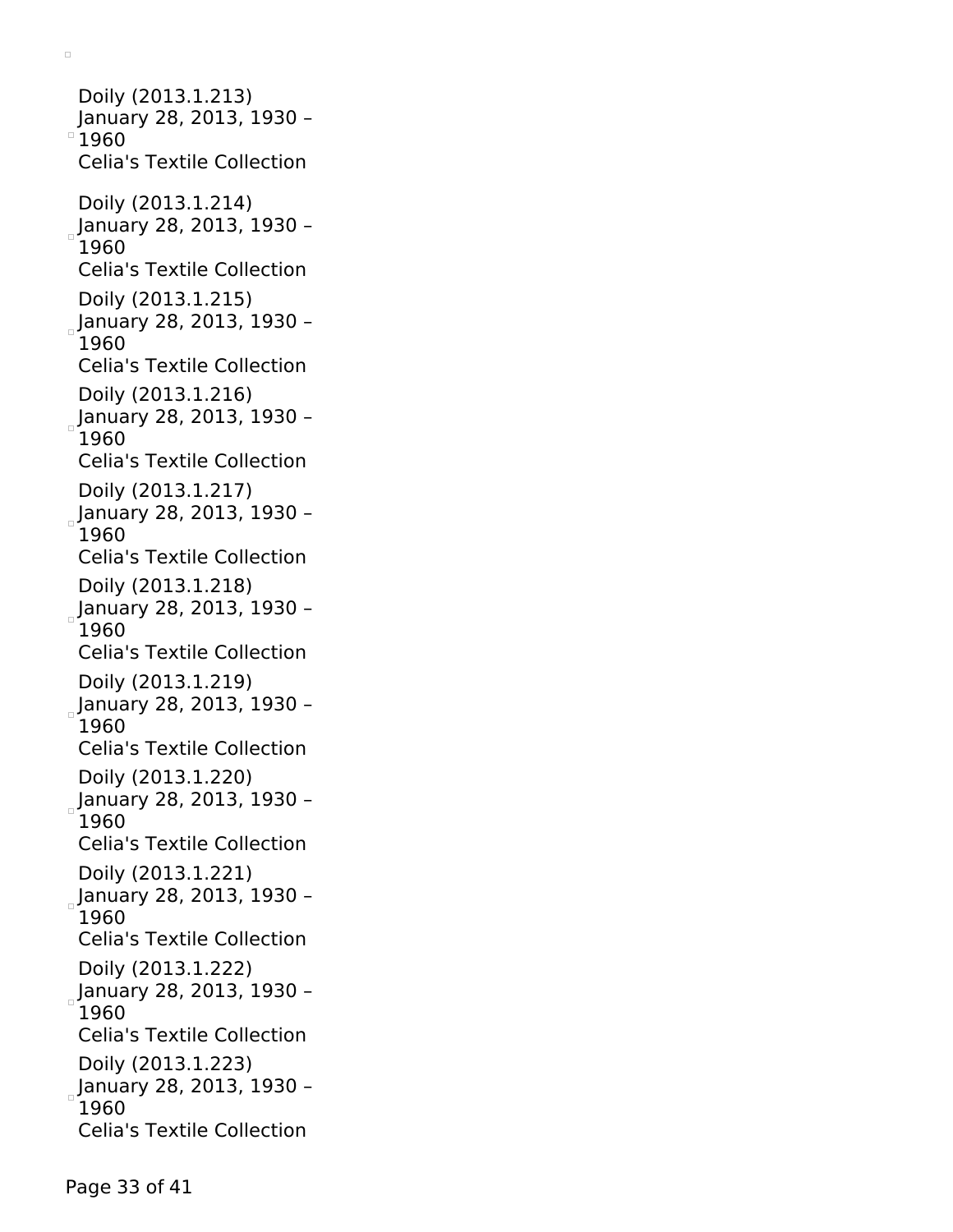Doily (2013.1.213)
January 28, 2013, 1930 – 1960
Celia's Textile Collection

Doily (2013.1.214)
January 28, 2013, 1930 – 1960
Celia's Textile Collection

Doily (2013.1.215)
January 28, 2013, 1930 – 1960
Celia's Textile Collection

Doily (2013.1.216)
January 28, 2013, 1930 – 1960
Celia's Textile Collection

Doily (2013.1.217)
January 28, 2013, 1930 – 1960
Celia's Textile Collection

Doily (2013.1.218)
January 28, 2013, 1930 – 1960
Celia's Textile Collection

Doily (2013.1.219)
January 28, 2013, 1930 – 1960
Celia's Textile Collection

Doily (2013.1.220)
January 28, 2013, 1930 – 1960
Celia's Textile Collection

Doily (2013.1.221)
January 28, 2013, 1930 – 1960
Celia's Textile Collection

Doily (2013.1.222)
January 28, 2013, 1930 – 1960
Celia's Textile Collection

Doily (2013.1.223)
January 28, 2013, 1930 – 1960
Celia's Textile Collection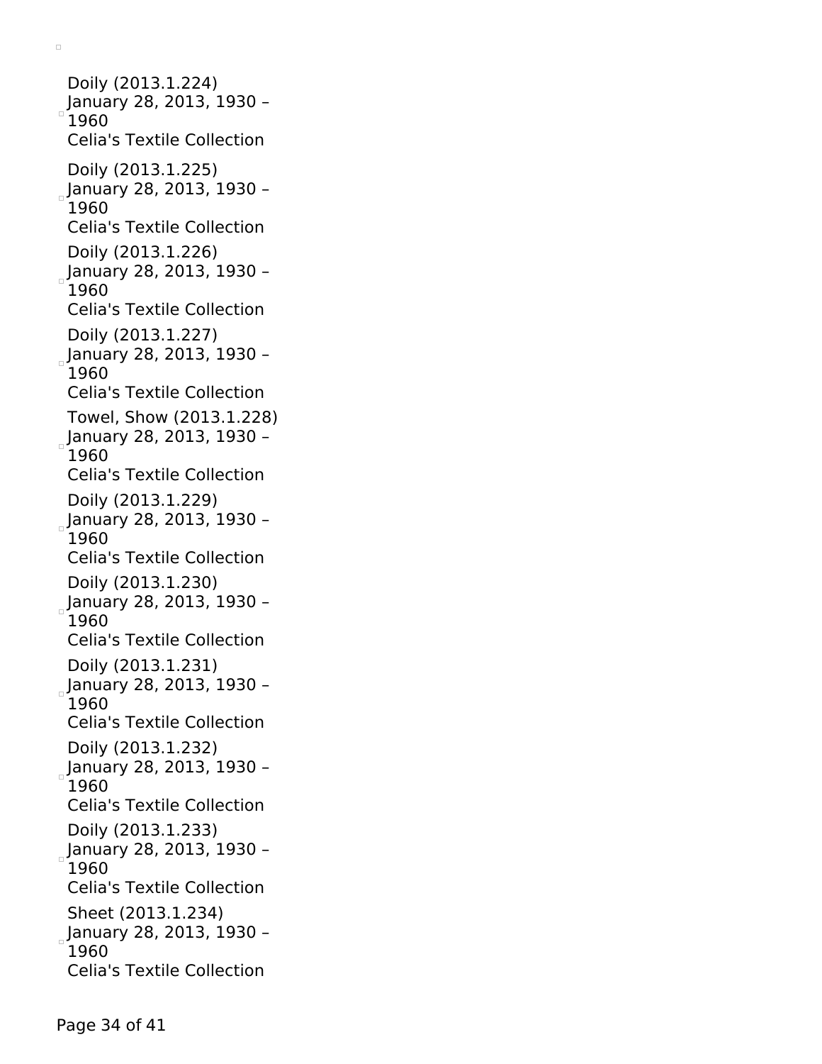Doily (2013.1.224)
January 28, 2013, 1930 – 1960
Celia's Textile Collection

Doily (2013.1.225)
January 28, 2013, 1930 – 1960
Celia's Textile Collection

Doily (2013.1.226)
January 28, 2013, 1930 – 1960
Celia's Textile Collection

Doily (2013.1.227)
January 28, 2013, 1930 – 1960
Celia's Textile Collection

Towel, Show (2013.1.228)
January 28, 2013, 1930 – 1960
Celia's Textile Collection

Doily (2013.1.229)
January 28, 2013, 1930 – 1960
Celia's Textile Collection

Doily (2013.1.230)
January 28, 2013, 1930 – 1960
Celia's Textile Collection

Doily (2013.1.231)
January 28, 2013, 1930 – 1960
Celia's Textile Collection

Doily (2013.1.232)
January 28, 2013, 1930 – 1960
Celia's Textile Collection

Doily (2013.1.233)
January 28, 2013, 1930 – 1960
Celia's Textile Collection

Sheet (2013.1.234)
January 28, 2013, 1930 – 1960
Celia's Textile Collection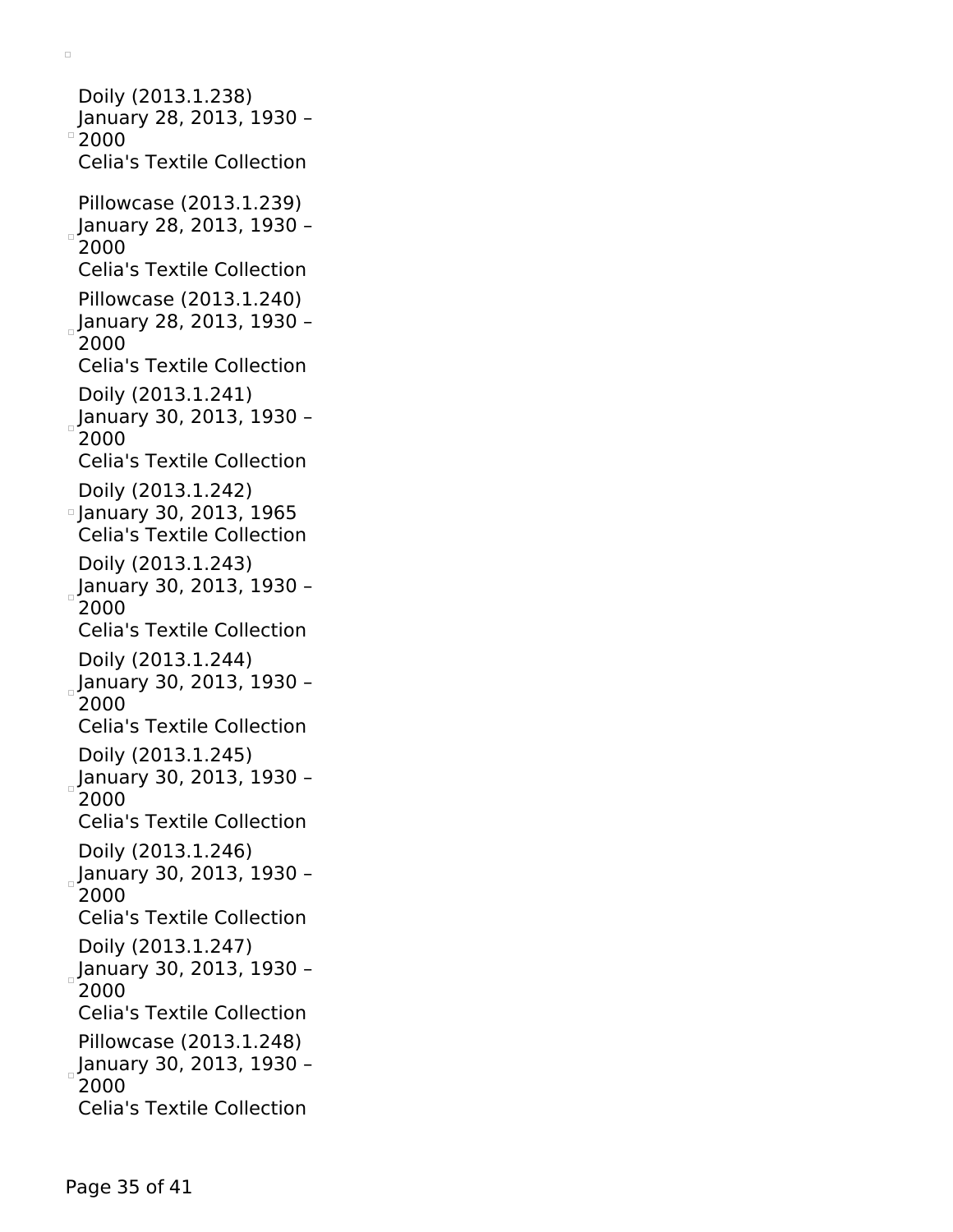Doily (2013.1.238)
January 28, 2013, 1930 – 2000
Celia's Textile Collection

Pillowcase (2013.1.239)
January 28, 2013, 1930 – 2000
Celia's Textile Collection

Pillowcase (2013.1.240)
January 28, 2013, 1930 – 2000
Celia's Textile Collection

Doily (2013.1.241)
January 30, 2013, 1930 – 2000
Celia's Textile Collection

Doily (2013.1.242)
January 30, 2013, 1965
Celia's Textile Collection

Doily (2013.1.243)
January 30, 2013, 1930 – 2000
Celia's Textile Collection

Doily (2013.1.244)
January 30, 2013, 1930 – 2000
Celia's Textile Collection

Doily (2013.1.245)
January 30, 2013, 1930 – 2000
Celia's Textile Collection

Doily (2013.1.246)
January 30, 2013, 1930 – 2000
Celia's Textile Collection

Doily (2013.1.247)
January 30, 2013, 1930 – 2000
Celia's Textile Collection

Pillowcase (2013.1.248)
January 30, 2013, 1930 – 2000
Celia's Textile Collection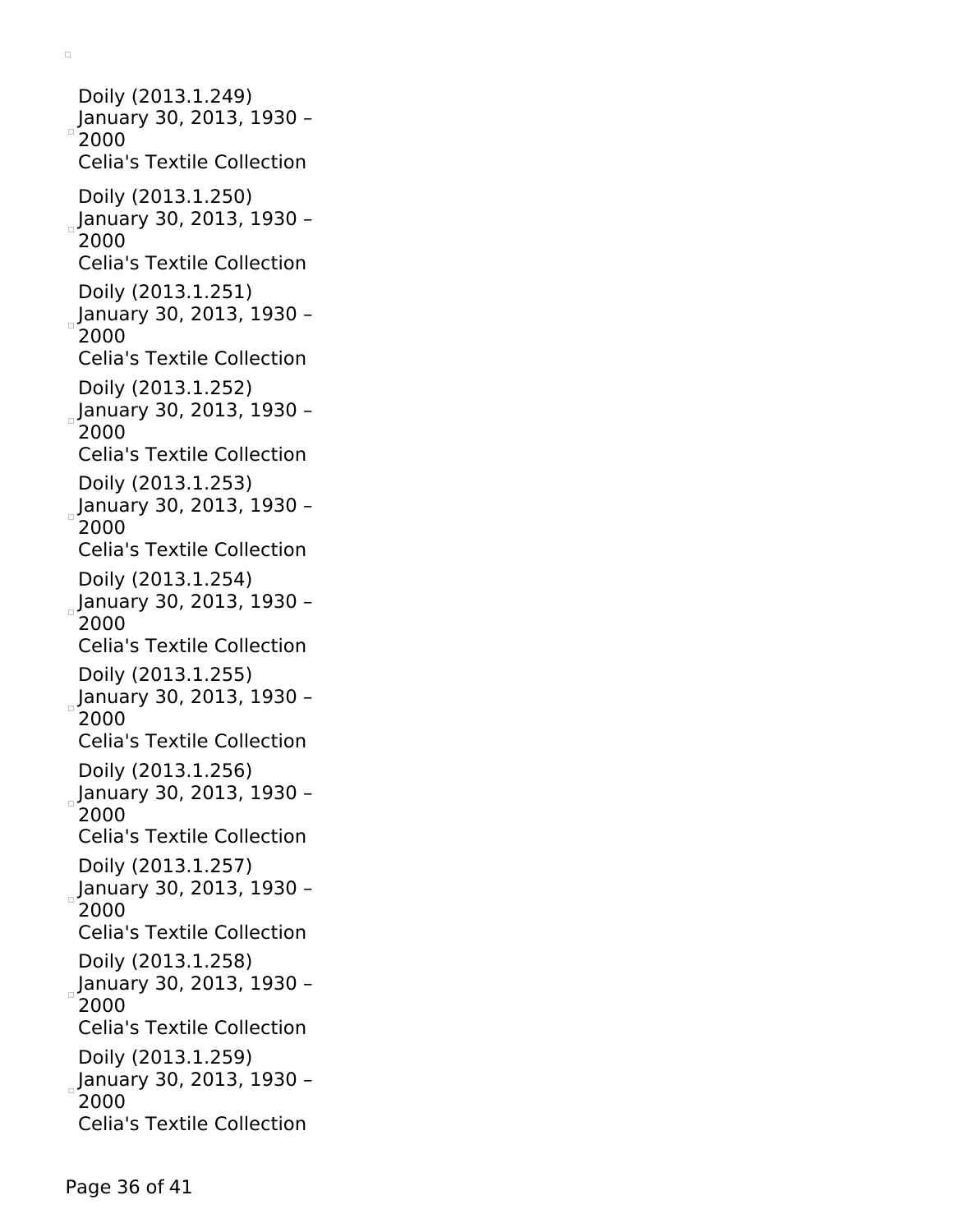Doily (2013.1.249)
January 30, 2013, 1930 – 2000
Celia's Textile Collection

Doily (2013.1.250)
January 30, 2013, 1930 – 2000
Celia's Textile Collection

Doily (2013.1.251)
January 30, 2013, 1930 – 2000
Celia's Textile Collection

Doily (2013.1.252)
January 30, 2013, 1930 – 2000
Celia's Textile Collection

Doily (2013.1.253)
January 30, 2013, 1930 – 2000
Celia's Textile Collection

Doily (2013.1.254)
January 30, 2013, 1930 – 2000
Celia's Textile Collection

Doily (2013.1.255)
January 30, 2013, 1930 – 2000
Celia's Textile Collection

Doily (2013.1.256)
January 30, 2013, 1930 – 2000
Celia's Textile Collection

Doily (2013.1.257)
January 30, 2013, 1930 – 2000
Celia's Textile Collection

Doily (2013.1.258)
January 30, 2013, 1930 – 2000
Celia's Textile Collection

Doily (2013.1.259)
January 30, 2013, 1930 – 2000
Celia's Textile Collection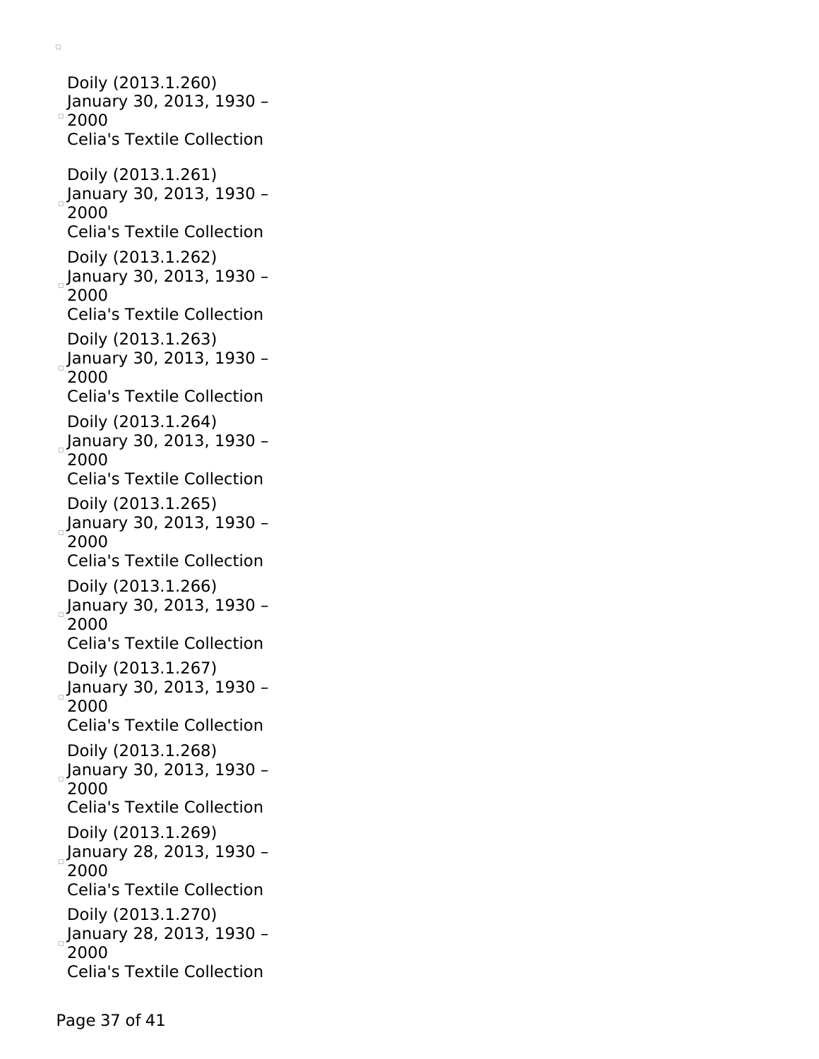Doily (2013.1.260)
January 30, 2013, 1930 – 2000
Celia's Textile Collection

Doily (2013.1.261)
January 30, 2013, 1930 – 2000
Celia's Textile Collection

Doily (2013.1.262)
January 30, 2013, 1930 – 2000
Celia's Textile Collection

Doily (2013.1.263)
January 30, 2013, 1930 – 2000
Celia's Textile Collection

Doily (2013.1.264)
January 30, 2013, 1930 – 2000
Celia's Textile Collection

Doily (2013.1.265)
January 30, 2013, 1930 – 2000
Celia's Textile Collection

Doily (2013.1.266)
January 30, 2013, 1930 – 2000
Celia's Textile Collection

Doily (2013.1.267)
January 30, 2013, 1930 – 2000
Celia's Textile Collection

Doily (2013.1.268)
January 30, 2013, 1930 – 2000
Celia's Textile Collection

Doily (2013.1.269)
January 28, 2013, 1930 – 2000
Celia's Textile Collection

Doily (2013.1.270)
January 28, 2013, 1930 – 2000
Celia's Textile Collection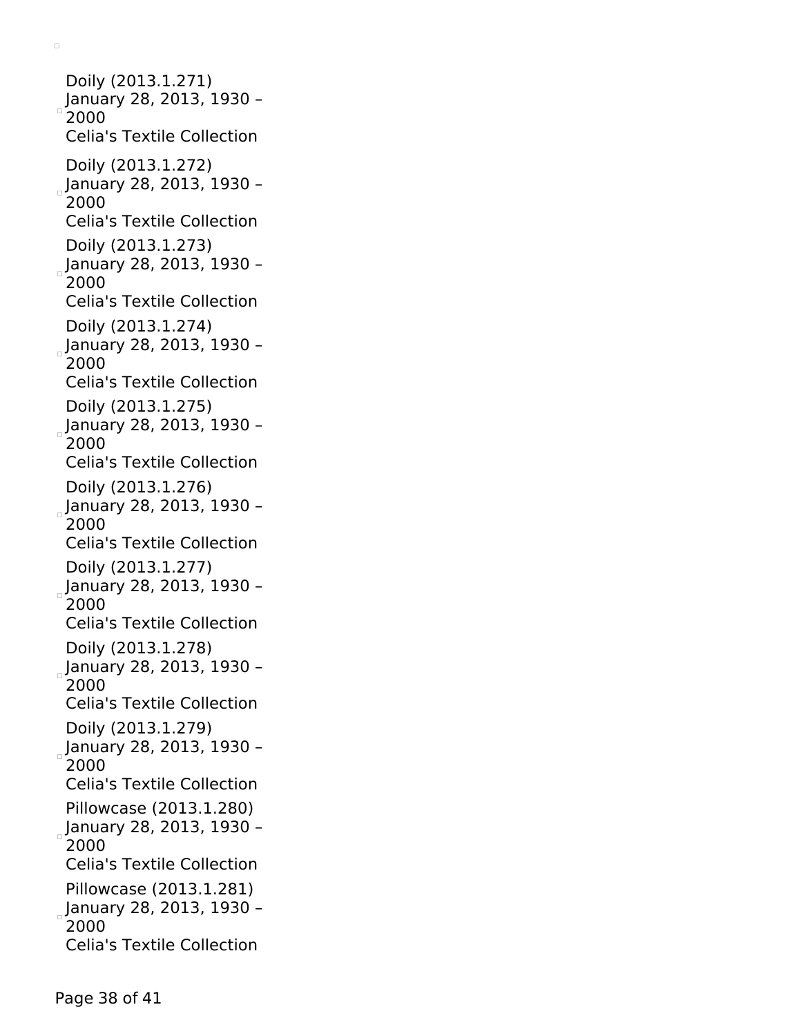Doily (2013.1.271)
January 28, 2013, 1930 – 2000
Celia's Textile Collection

Doily (2013.1.272)
January 28, 2013, 1930 – 2000
Celia's Textile Collection

Doily (2013.1.273)
January 28, 2013, 1930 – 2000
Celia's Textile Collection

Doily (2013.1.274)
January 28, 2013, 1930 – 2000
Celia's Textile Collection

Doily (2013.1.275)
January 28, 2013, 1930 – 2000
Celia's Textile Collection

Doily (2013.1.276)
January 28, 2013, 1930 – 2000
Celia's Textile Collection

Doily (2013.1.277)
January 28, 2013, 1930 – 2000
Celia's Textile Collection

Doily (2013.1.278)
January 28, 2013, 1930 – 2000
Celia's Textile Collection

Doily (2013.1.279)
January 28, 2013, 1930 – 2000
Celia's Textile Collection

Pillowcase (2013.1.280)
January 28, 2013, 1930 – 2000
Celia's Textile Collection

Pillowcase (2013.1.281)
January 28, 2013, 1930 – 2000
Celia's Textile Collection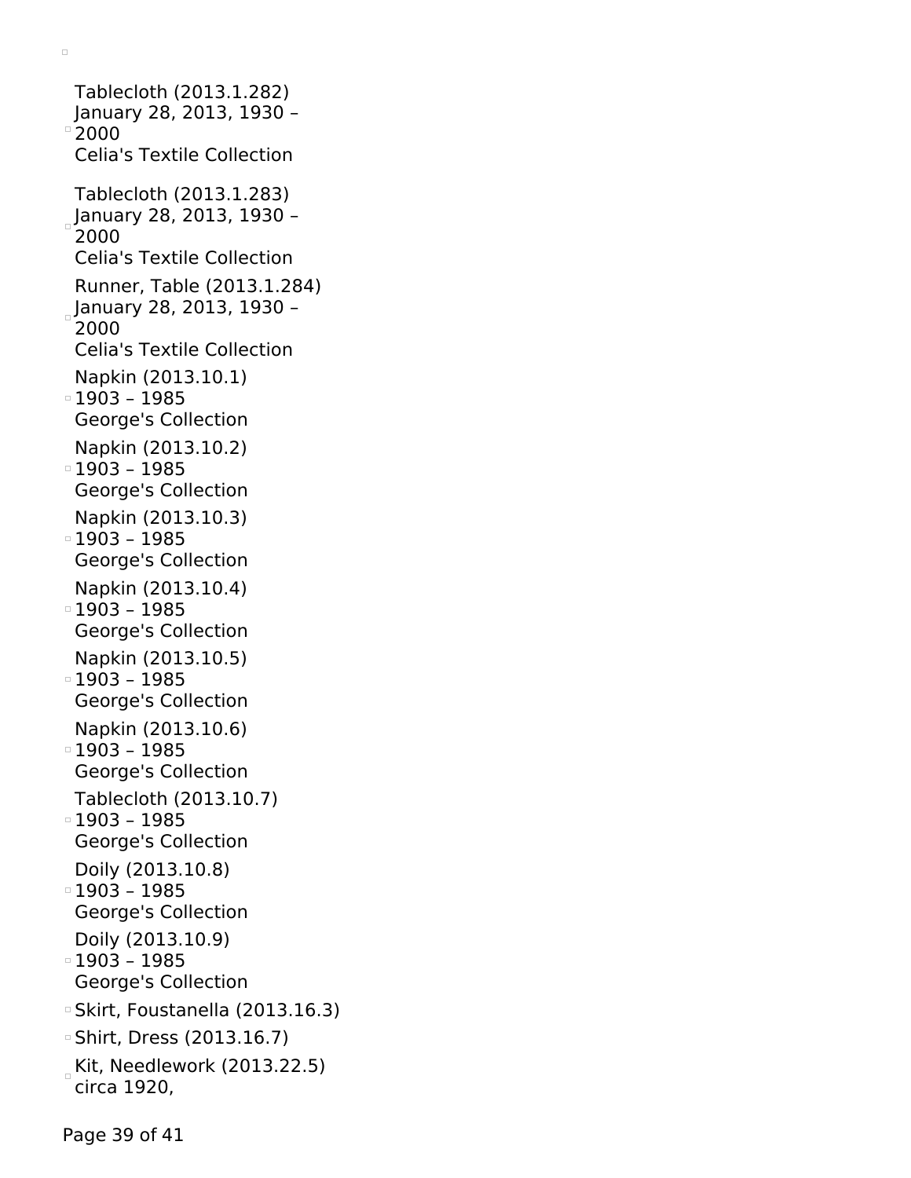- Tablecloth (2013.1.282)
  January 28, 2013, 1930 – 2000
  Celia's Textile Collection
- Tablecloth (2013.1.283)
  January 28, 2013, 1930 – 2000
  Celia's Textile Collection
- Runner, Table (2013.1.284)
  January 28, 2013, 1930 – 2000
  Celia's Textile Collection
- Napkin (2013.10.1)
  1903 – 1985
  George's Collection
- Napkin (2013.10.2)
  1903 – 1985
  George's Collection
- Napkin (2013.10.3)
  1903 – 1985
  George's Collection
- Napkin (2013.10.4)
  1903 – 1985
  George's Collection
- Napkin (2013.10.5)
  1903 – 1985
  George's Collection
- Napkin (2013.10.6)
  1903 – 1985
  George's Collection
- Tablecloth (2013.10.7)
  1903 – 1985
  George's Collection
- Doily (2013.10.8)
  1903 – 1985
  George's Collection
- Doily (2013.10.9)
  1903 – 1985
  George's Collection
- Skirt, Foustanella (2013.16.3)
- Shirt, Dress (2013.16.7)
- Kit, Needlework (2013.22.5)
  circa 1920,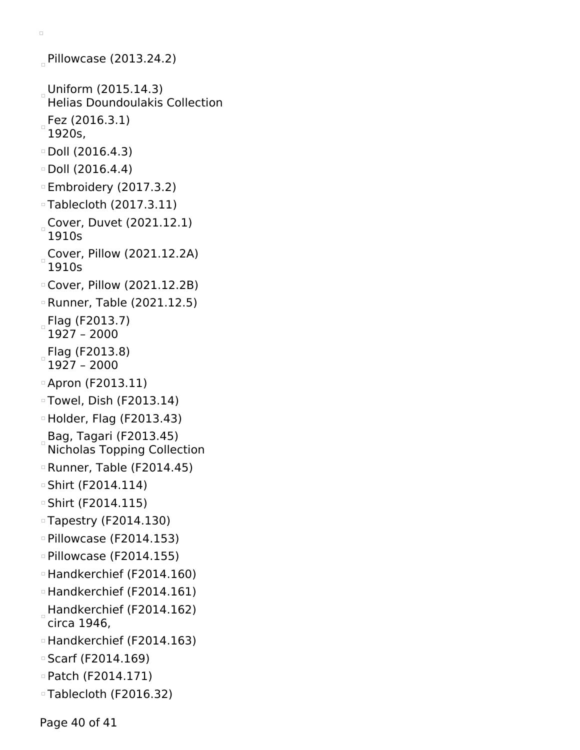- Pillowcase (2013.24.2)
- Uniform (2015.14.3)
  Helias Doundoulakis Collection
- Fez (2016.3.1)
  1920s,
- Doll (2016.4.3)
- Doll (2016.4.4)
- Embroidery (2017.3.2)
- Tablecloth (2017.3.11)
- Cover, Duvet (2021.12.1)
  1910s
- Cover, Pillow (2021.12.2A)
  1910s
- Cover, Pillow (2021.12.2B)
- Runner, Table (2021.12.5)
- Flag (F2013.7)
  1927 – 2000
- Flag (F2013.8)
  1927 – 2000
- Apron (F2013.11)
- Towel, Dish (F2013.14)
- Holder, Flag (F2013.43)
- Bag, Tagari (F2013.45)
  Nicholas Topping Collection
- Runner, Table (F2014.45)
- Shirt (F2014.114)
- Shirt (F2014.115)
- Tapestry (F2014.130)
- Pillowcase (F2014.153)
- Pillowcase (F2014.155)
- Handkerchief (F2014.160)
- Handkerchief (F2014.161)
- Handkerchief (F2014.162)
  circa 1946,
- Handkerchief (F2014.163)
- Scarf (F2014.169)
- Patch (F2014.171)
- Tablecloth (F2016.32)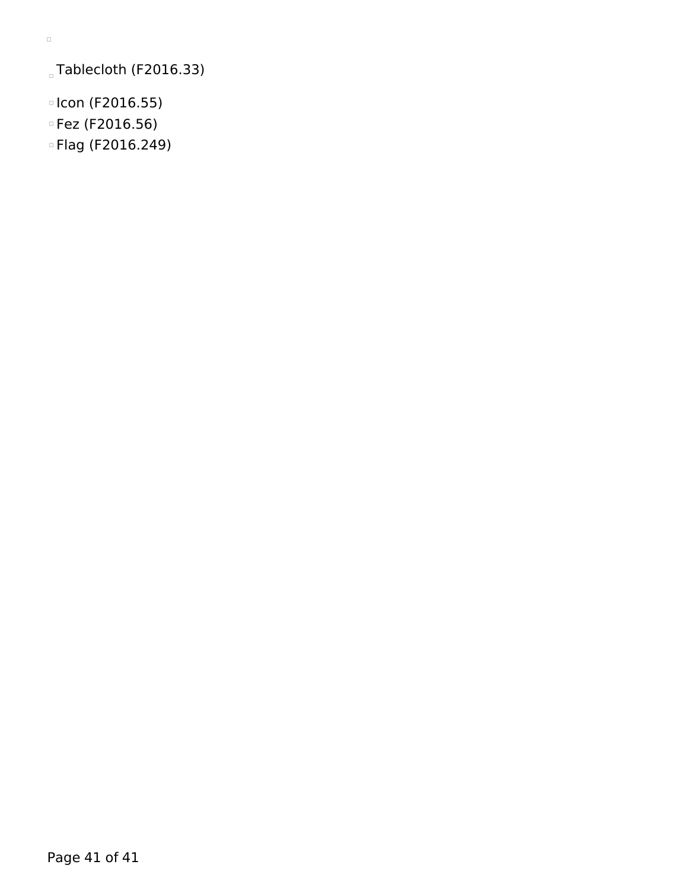- Tablecloth (F2016.33)
- Icon (F2016.55)
- Fez (F2016.56)
- Flag (F2016.249)